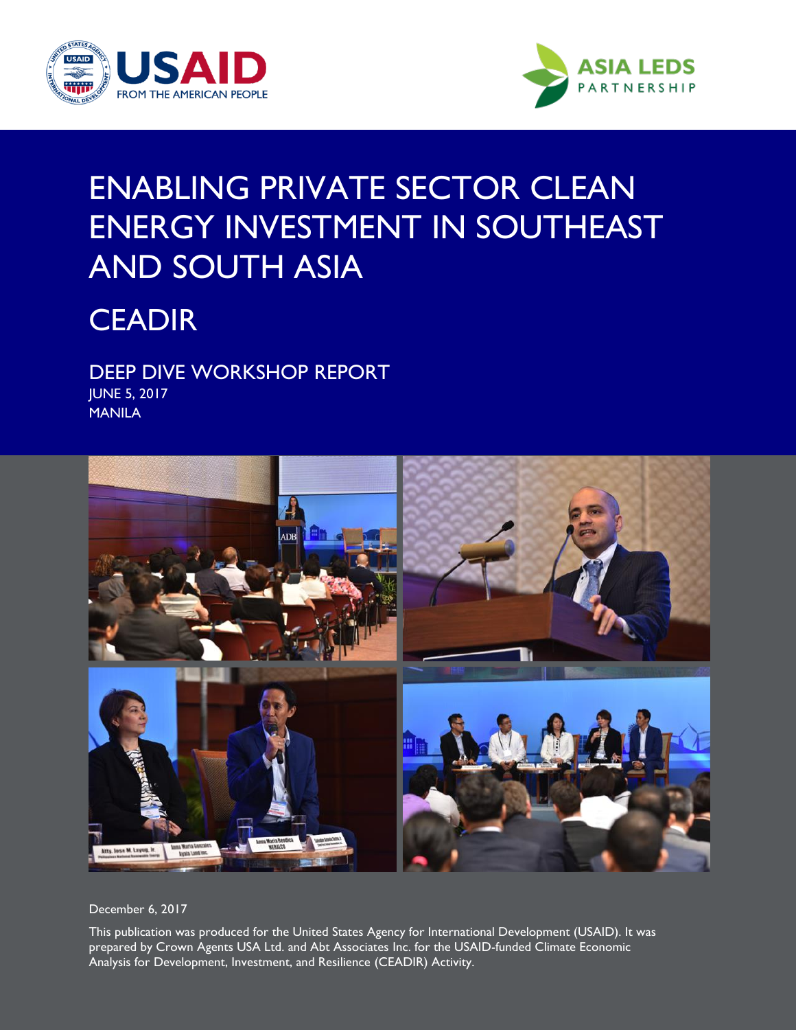USAID
FROM THE AMERICAN PEOPLE

ASIA LEDS PARTNERSHIP

# ENABLING PRIVATE SECTOR CLEAN ENERGY INVESTMENT IN SOUTHEAST AND SOUTH ASIA

## CEADIR

### DEEP DIVE WORKSHOP REPORT

JUNE 5, 2017
MANILA

December 6, 2017

This publication was produced for the United States Agency for International Development (USAID). It was prepared by Crown Agents USA Ltd. and Abt Associates Inc. for the USAID-funded Climate Economic Analysis for Development, Investment, and Resilience (CEADIR) Activity.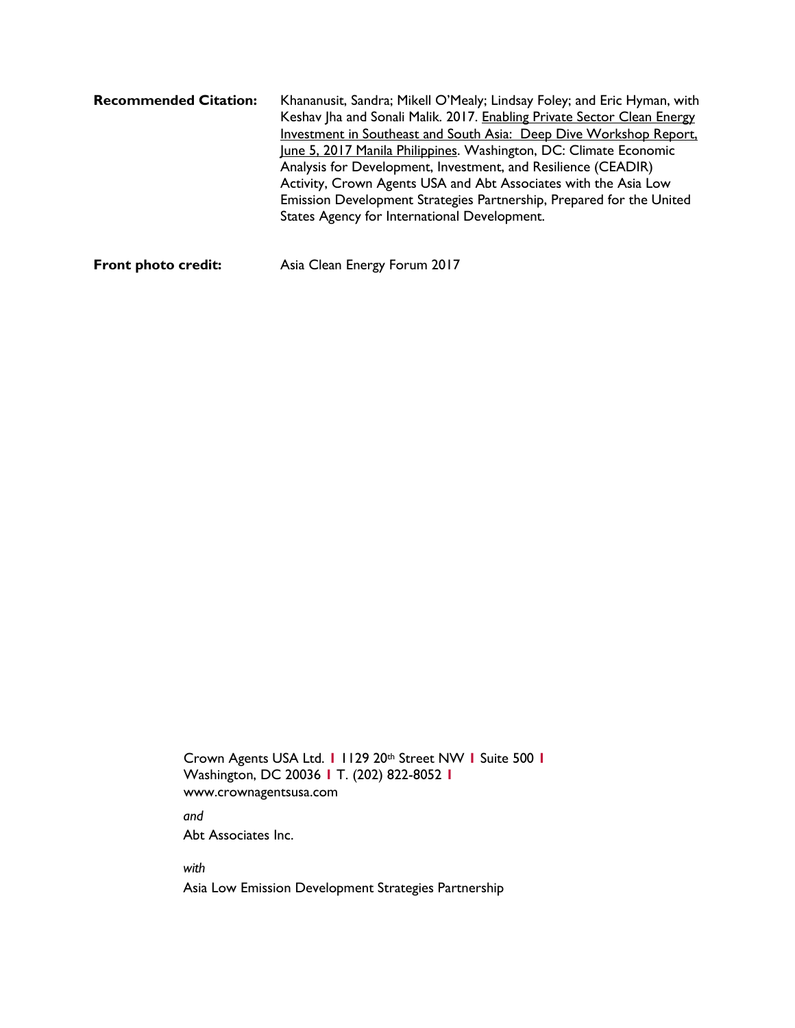**Recommended Citation:** Khananusit, Sandra; Mikell O'Mealy; Lindsay Foley; and Eric Hyman, with Keshav Jha and Sonali Malik. 2017. Enabling Private Sector Clean Energy Investment in Southeast and South Asia: Deep Dive Workshop Report, June 5, 2017 Manila Philippines. Washington, DC: Climate Economic Analysis for Development, Investment, and Resilience (CEADIR) Activity, Crown Agents USA and Abt Associates with the Asia Low Emission Development Strategies Partnership, Prepared for the United States Agency for International Development.

**Front photo credit:** Asia Clean Energy Forum 2017

Crown Agents USA Ltd. | 1129 20th Street NW | Suite 500 | Washington, DC 20036 | T. (202) 822-8052 | www.crownagentsusa.com

*and*

Abt Associates Inc.

*with*

Asia Low Emission Development Strategies Partnership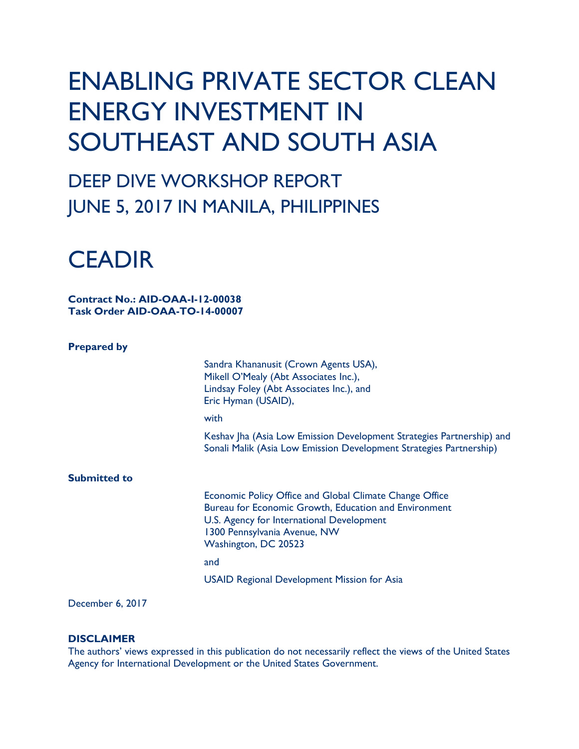# ENABLING PRIVATE SECTOR CLEAN ENERGY INVESTMENT IN SOUTHEAST AND SOUTH ASIA

## DEEP DIVE WORKSHOP REPORT JUNE 5, 2017 IN MANILA, PHILIPPINES

# CEADIR

**Contract No.: AID-OAA-I-12-00038**
**Task Order AID-OAA-TO-14-00007**

**Prepared by**

Sandra Khananusit (Crown Agents USA),
Mikell O'Mealy (Abt Associates Inc.),
Lindsay Foley (Abt Associates Inc.), and
Eric Hyman (USAID),

with

Keshav Jha (Asia Low Emission Development Strategies Partnership) and
Sonali Malik (Asia Low Emission Development Strategies Partnership)

**Submitted to**

Economic Policy Office and Global Climate Change Office
Bureau for Economic Growth, Education and Environment
U.S. Agency for International Development
1300 Pennsylvania Avenue, NW
Washington, DC 20523

and

USAID Regional Development Mission for Asia

December 6, 2017

**DISCLAIMER**
The authors' views expressed in this publication do not necessarily reflect the views of the United States Agency for International Development or the United States Government.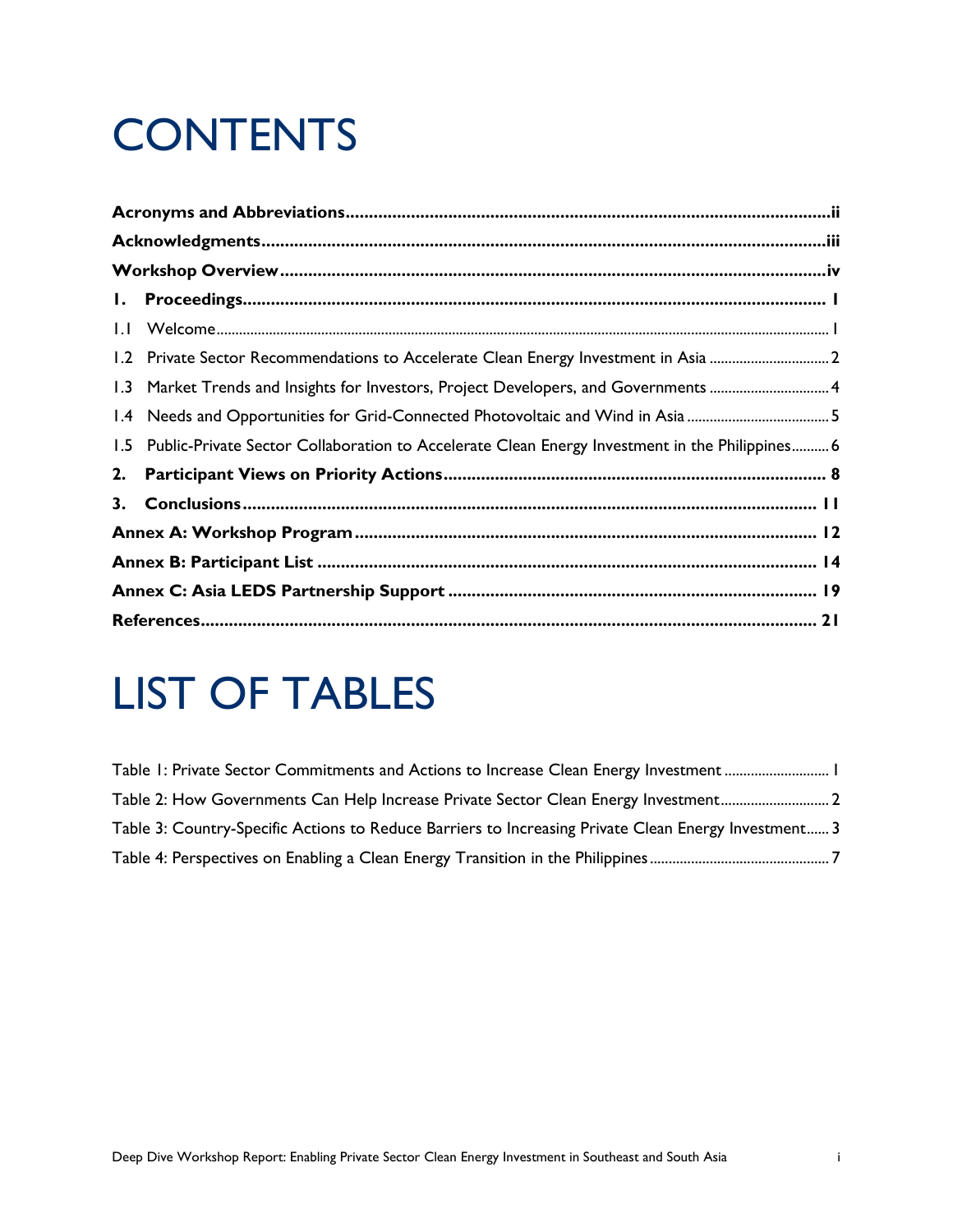# CONTENTS

**Acronyms and Abbreviations** ... ii
**Acknowledgments** ... iii
**Workshop Overview** ... iv
**1. Proceedings** ... 1
1.1 Welcome ... 1
1.2 Private Sector Recommendations to Accelerate Clean Energy Investment in Asia ... 2
1.3 Market Trends and Insights for Investors, Project Developers, and Governments ... 4
1.4 Needs and Opportunities for Grid-Connected Photovoltaic and Wind in Asia ... 5
1.5 Public-Private Sector Collaboration to Accelerate Clean Energy Investment in the Philippines ... 6
**2. Participant Views on Priority Actions** ... 8
**3. Conclusions** ... 11
**Annex A: Workshop Program** ... 12
**Annex B: Participant List** ... 14
**Annex C: Asia LEDS Partnership Support** ... 19
**References** ... 21

# LIST OF TABLES

Table 1: Private Sector Commitments and Actions to Increase Clean Energy Investment ... 1
Table 2: How Governments Can Help Increase Private Sector Clean Energy Investment ... 2
Table 3: Country-Specific Actions to Reduce Barriers to Increasing Private Clean Energy Investment ... 3
Table 4: Perspectives on Enabling a Clean Energy Transition in the Philippines ... 7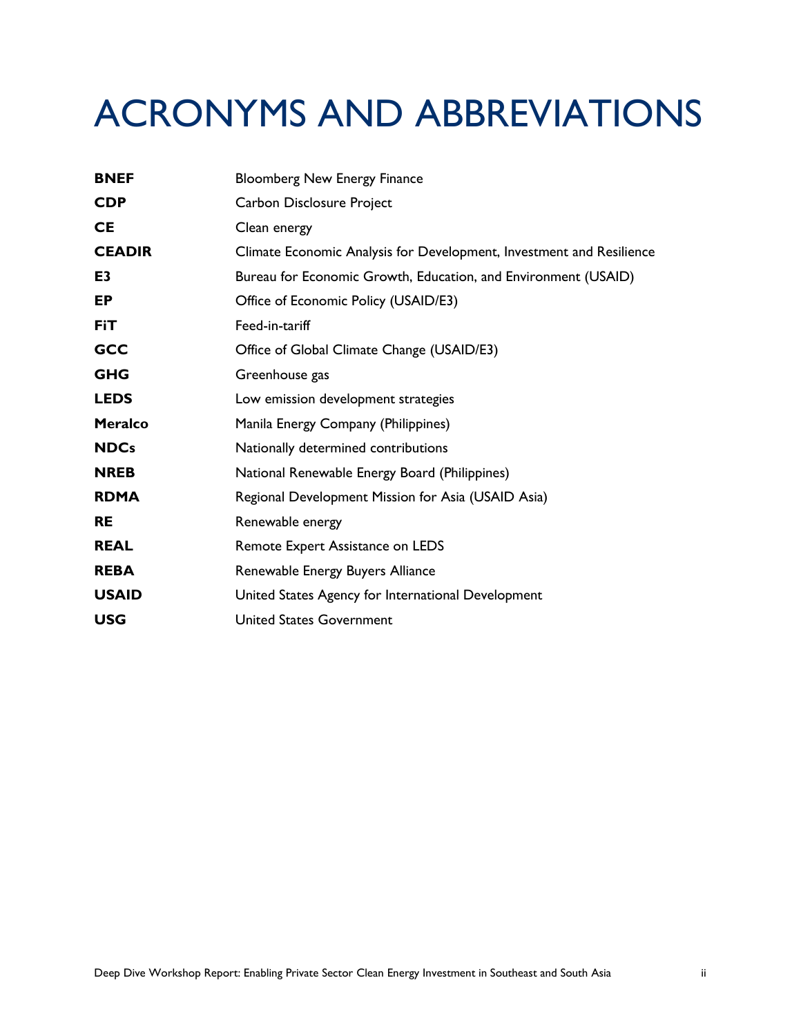# ACRONYMS AND ABBREVIATIONS

| | |
|---|---|
| **BNEF** | Bloomberg New Energy Finance |
| **CDP** | Carbon Disclosure Project |
| **CE** | Clean energy |
| **CEADIR** | Climate Economic Analysis for Development, Investment and Resilience |
| **E3** | Bureau for Economic Growth, Education, and Environment (USAID) |
| **EP** | Office of Economic Policy (USAID/E3) |
| **FiT** | Feed-in-tariff |
| **GCC** | Office of Global Climate Change (USAID/E3) |
| **GHG** | Greenhouse gas |
| **LEDS** | Low emission development strategies |
| **Meralco** | Manila Energy Company (Philippines) |
| **NDCs** | Nationally determined contributions |
| **NREB** | National Renewable Energy Board (Philippines) |
| **RDMA** | Regional Development Mission for Asia (USAID Asia) |
| **RE** | Renewable energy |
| **REAL** | Remote Expert Assistance on LEDS |
| **REBA** | Renewable Energy Buyers Alliance |
| **USAID** | United States Agency for International Development |
| **USG** | United States Government |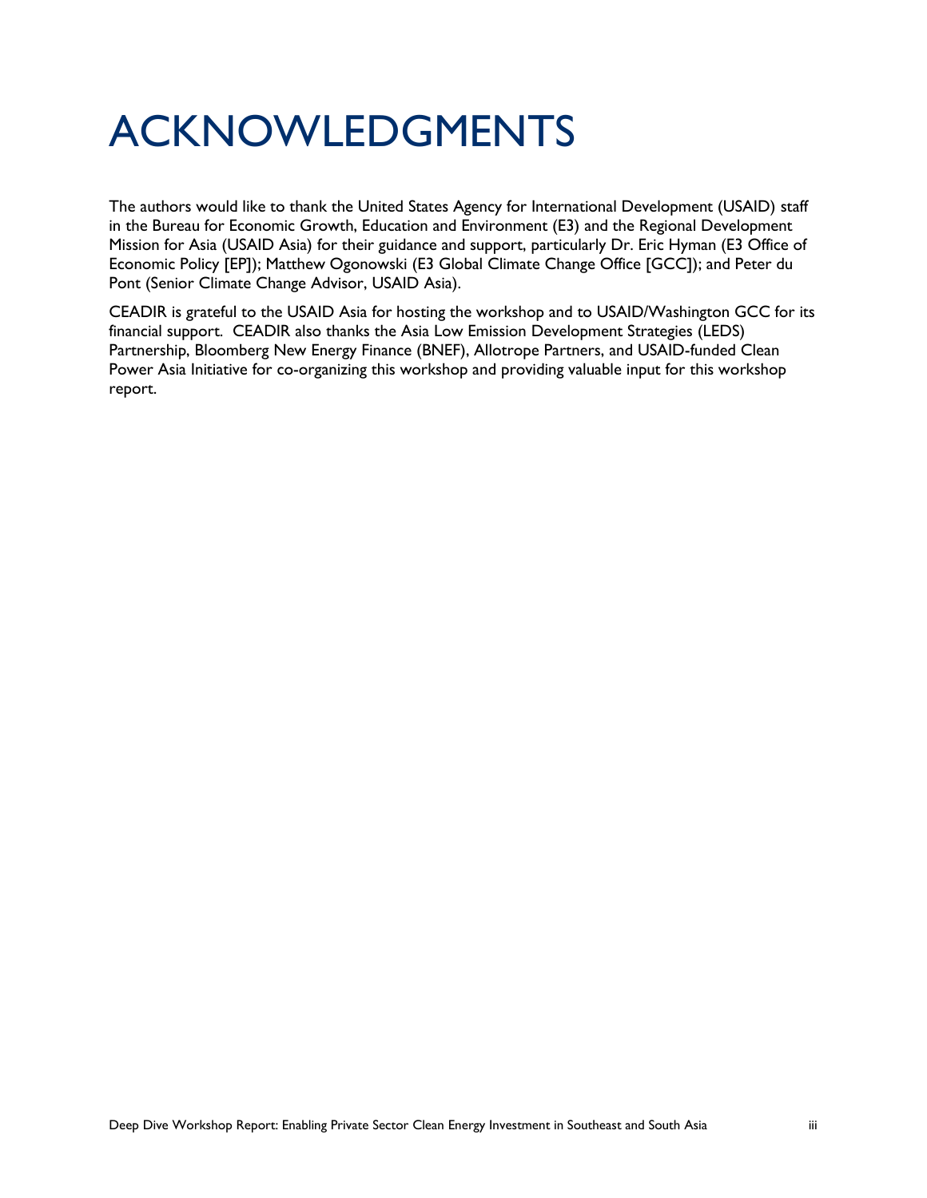# ACKNOWLEDGMENTS

The authors would like to thank the United States Agency for International Development (USAID) staff in the Bureau for Economic Growth, Education and Environment (E3) and the Regional Development Mission for Asia (USAID Asia) for their guidance and support, particularly Dr. Eric Hyman (E3 Office of Economic Policy [EP]); Matthew Ogonowski (E3 Global Climate Change Office [GCC]); and Peter du Pont (Senior Climate Change Advisor, USAID Asia).

CEADIR is grateful to the USAID Asia for hosting the workshop and to USAID/Washington GCC for its financial support. CEADIR also thanks the Asia Low Emission Development Strategies (LEDS) Partnership, Bloomberg New Energy Finance (BNEF), Allotrope Partners, and USAID-funded Clean Power Asia Initiative for co-organizing this workshop and providing valuable input for this workshop report.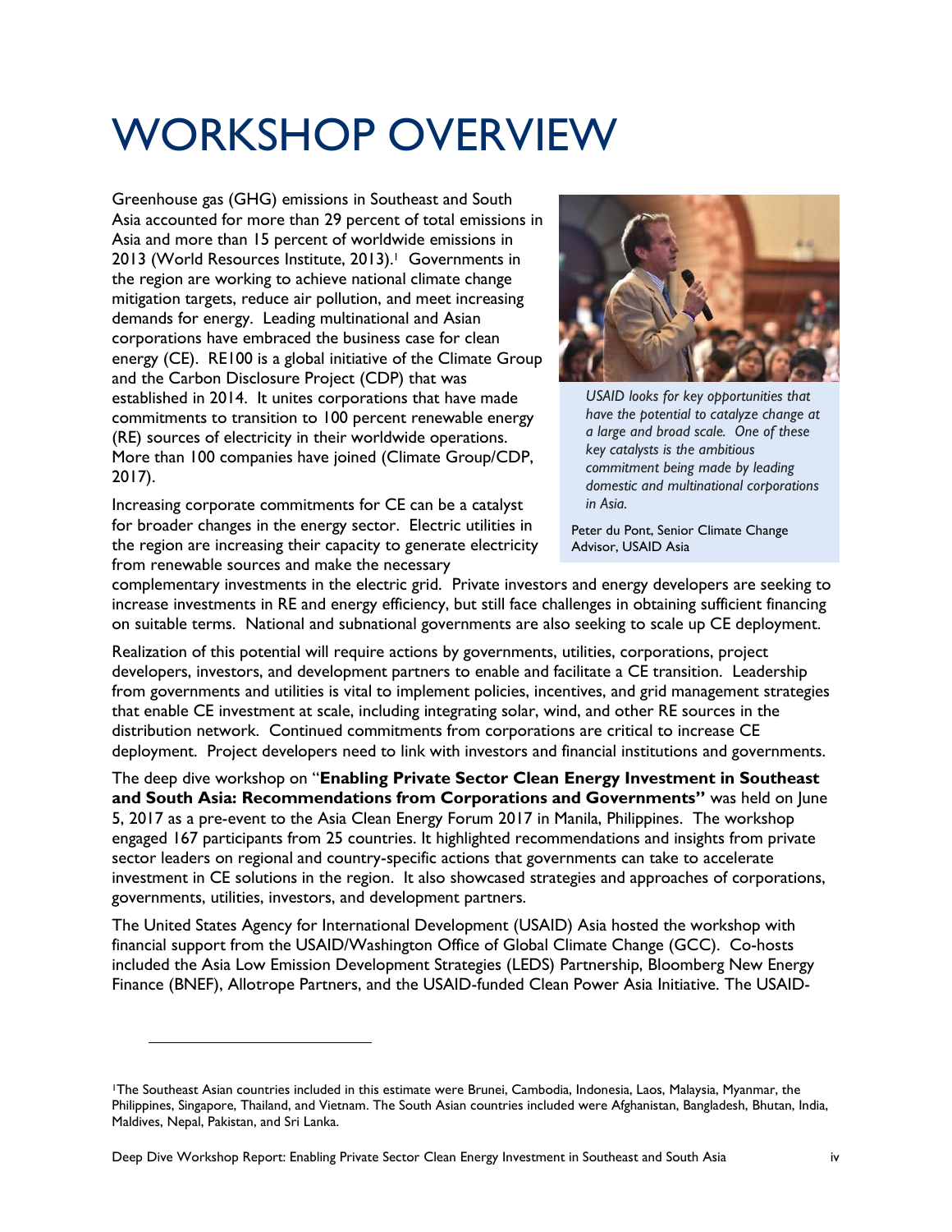# WORKSHOP OVERVIEW

Greenhouse gas (GHG) emissions in Southeast and South Asia accounted for more than 29 percent of total emissions in Asia and more than 15 percent of worldwide emissions in 2013 (World Resources Institute, 2013).[1] Governments in the region are working to achieve national climate change mitigation targets, reduce air pollution, and meet increasing demands for energy. Leading multinational and Asian corporations have embraced the business case for clean energy (CE). RE100 is a global initiative of the Climate Group and the Carbon Disclosure Project (CDP) that was established in 2014. It unites corporations that have made commitments to transition to 100 percent renewable energy (RE) sources of electricity in their worldwide operations. More than 100 companies have joined (Climate Group/CDP, 2017).

> *USAID looks for key opportunities that have the potential to catalyze change at a large and broad scale. One of these key catalysts is the ambitious commitment being made by leading domestic and multinational corporations in Asia.*
>
> Peter du Pont, Senior Climate Change Advisor, USAID Asia

Increasing corporate commitments for CE can be a catalyst for broader changes in the energy sector. Electric utilities in the region are increasing their capacity to generate electricity from renewable sources and make the necessary complementary investments in the electric grid. Private investors and energy developers are seeking to increase investments in RE and energy efficiency, but still face challenges in obtaining sufficient financing on suitable terms. National and subnational governments are also seeking to scale up CE deployment.

Realization of this potential will require actions by governments, utilities, corporations, project developers, investors, and development partners to enable and facilitate a CE transition. Leadership from governments and utilities is vital to implement policies, incentives, and grid management strategies that enable CE investment at scale, including integrating solar, wind, and other RE sources in the distribution network. Continued commitments from corporations are critical to increase CE deployment. Project developers need to link with investors and financial institutions and governments.

The deep dive workshop on "**Enabling Private Sector Clean Energy Investment in Southeast and South Asia: Recommendations from Corporations and Governments"** was held on June 5, 2017 as a pre-event to the Asia Clean Energy Forum 2017 in Manila, Philippines. The workshop engaged 167 participants from 25 countries. It highlighted recommendations and insights from private sector leaders on regional and country-specific actions that governments can take to accelerate investment in CE solutions in the region. It also showcased strategies and approaches of corporations, governments, utilities, investors, and development partners.

The United States Agency for International Development (USAID) Asia hosted the workshop with financial support from the USAID/Washington Office of Global Climate Change (GCC). Co-hosts included the Asia Low Emission Development Strategies (LEDS) Partnership, Bloomberg New Energy Finance (BNEF), Allotrope Partners, and the USAID-funded Clean Power Asia Initiative. The USAID-

[1] The Southeast Asian countries included in this estimate were Brunei, Cambodia, Indonesia, Laos, Malaysia, Myanmar, the Philippines, Singapore, Thailand, and Vietnam. The South Asian countries included were Afghanistan, Bangladesh, Bhutan, India, Maldives, Nepal, Pakistan, and Sri Lanka.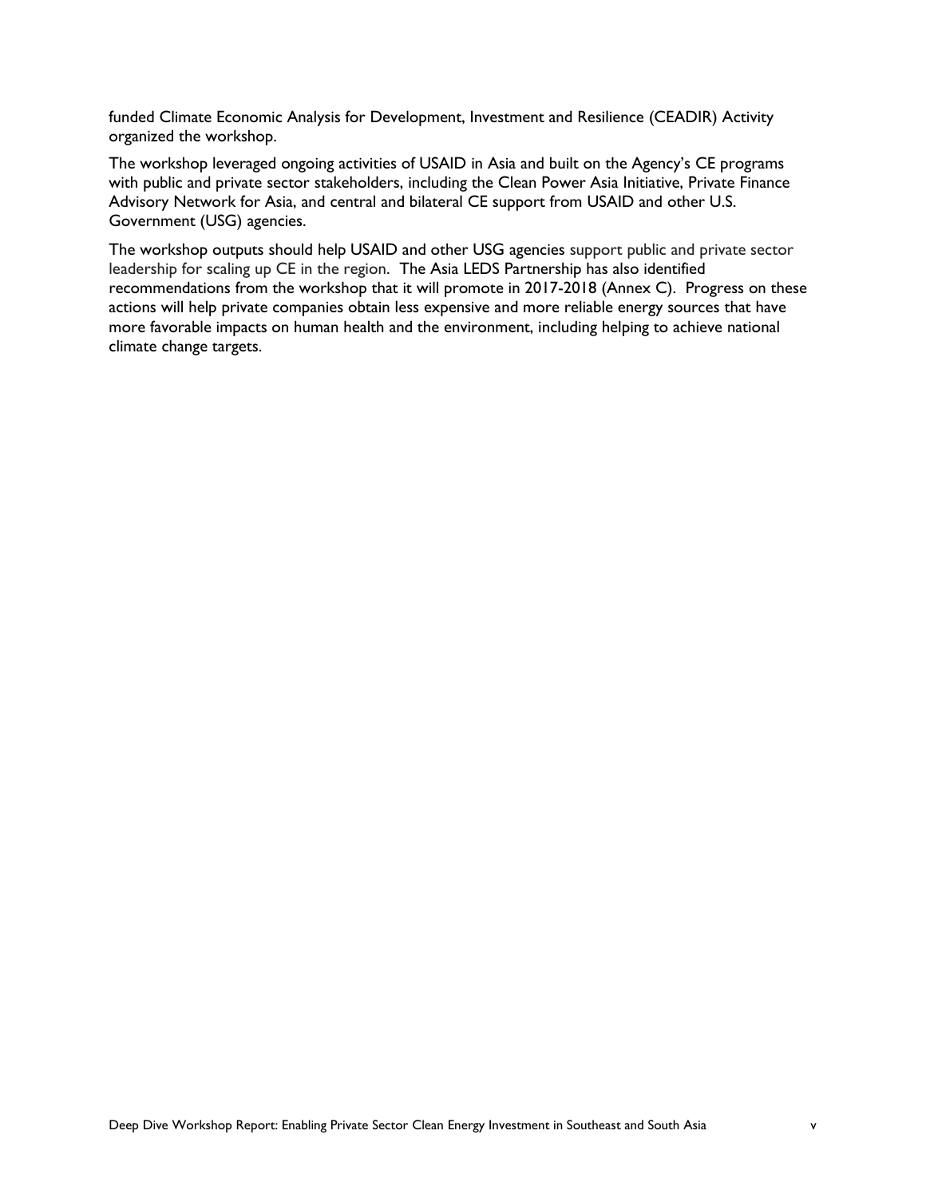funded Climate Economic Analysis for Development, Investment and Resilience (CEADIR) Activity organized the workshop.

The workshop leveraged ongoing activities of USAID in Asia and built on the Agency's CE programs with public and private sector stakeholders, including the Clean Power Asia Initiative, Private Finance Advisory Network for Asia, and central and bilateral CE support from USAID and other U.S. Government (USG) agencies.

The workshop outputs should help USAID and other USG agencies support public and private sector leadership for scaling up CE in the region. The Asia LEDS Partnership has also identified recommendations from the workshop that it will promote in 2017-2018 (Annex C). Progress on these actions will help private companies obtain less expensive and more reliable energy sources that have more favorable impacts on human health and the environment, including helping to achieve national climate change targets.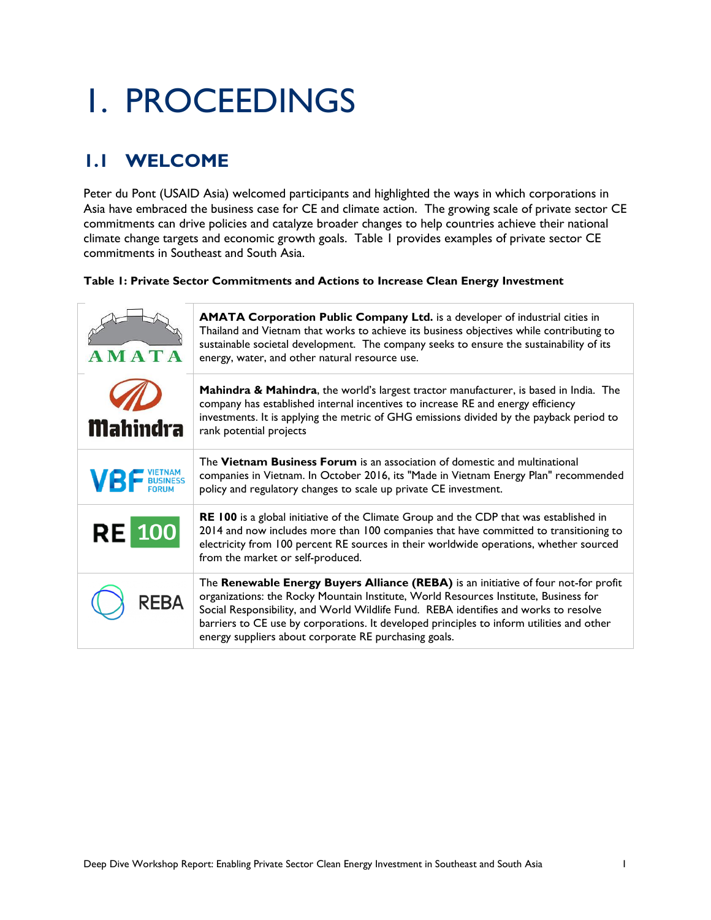# 1. PROCEEDINGS

## 1.1 WELCOME

Peter du Pont (USAID Asia) welcomed participants and highlighted the ways in which corporations in Asia have embraced the business case for CE and climate action. The growing scale of private sector CE commitments can drive policies and catalyze broader changes to help countries achieve their national climate change targets and economic growth goals. Table 1 provides examples of private sector CE commitments in Southeast and South Asia.

**Table 1: Private Sector Commitments and Actions to Increase Clean Energy Investment**

| | |
|---|---|
| AMATA | **AMATA Corporation Public Company Ltd.** is a developer of industrial cities in Thailand and Vietnam that works to achieve its business objectives while contributing to sustainable societal development. The company seeks to ensure the sustainability of its energy, water, and other natural resource use. |
| Mahindra | **Mahindra & Mahindra**, the world's largest tractor manufacturer, is based in India. The company has established internal incentives to increase RE and energy efficiency investments. It is applying the metric of GHG emissions divided by the payback period to rank potential projects |
| VBF VIETNAM BUSINESS FORUM | The **Vietnam Business Forum** is an association of domestic and multinational companies in Vietnam. In October 2016, its "Made in Vietnam Energy Plan" recommended policy and regulatory changes to scale up private CE investment. |
| RE 100 | **RE 100** is a global initiative of the Climate Group and the CDP that was established in 2014 and now includes more than 100 companies that have committed to transitioning to electricity from 100 percent RE sources in their worldwide operations, whether sourced from the market or self-produced. |
| REBA | The **Renewable Energy Buyers Alliance (REBA)** is an initiative of four not-for profit organizations: the Rocky Mountain Institute, World Resources Institute, Business for Social Responsibility, and World Wildlife Fund. REBA identifies and works to resolve barriers to CE use by corporations. It developed principles to inform utilities and other energy suppliers about corporate RE purchasing goals. |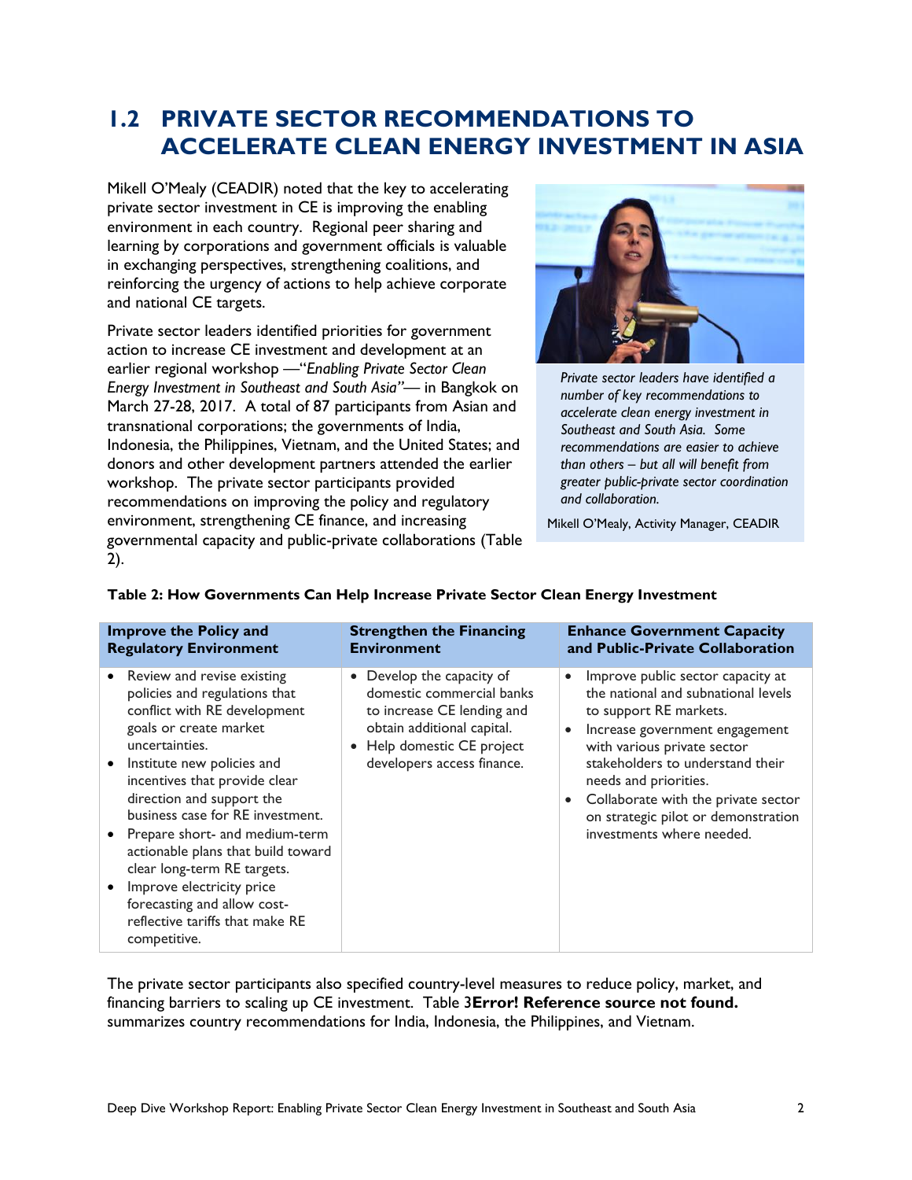## 1.2 PRIVATE SECTOR RECOMMENDATIONS TO ACCELERATE CLEAN ENERGY INVESTMENT IN ASIA

Mikell O'Mealy (CEADIR) noted that the key to accelerating private sector investment in CE is improving the enabling environment in each country. Regional peer sharing and learning by corporations and government officials is valuable in exchanging perspectives, strengthening coalitions, and reinforcing the urgency of actions to help achieve corporate and national CE targets.

Private sector leaders identified priorities for government action to increase CE investment and development at an earlier regional workshop —"*Enabling Private Sector Clean Energy Investment in Southeast and South Asia"*— in Bangkok on March 27-28, 2017. A total of 87 participants from Asian and transnational corporations; the governments of India, Indonesia, the Philippines, Vietnam, and the United States; and donors and other development partners attended the earlier workshop. The private sector participants provided recommendations on improving the policy and regulatory environment, strengthening CE finance, and increasing governmental capacity and public-private collaborations (Table 2).

*Private sector leaders have identified a number of key recommendations to accelerate clean energy investment in Southeast and South Asia. Some recommendations are easier to achieve than others – but all will benefit from greater public-private sector coordination and collaboration.*

Mikell O'Mealy, Activity Manager, CEADIR

**Table 2: How Governments Can Help Increase Private Sector Clean Energy Investment**

| Improve the Policy and Regulatory Environment | Strengthen the Financing Environment | Enhance Government Capacity and Public-Private Collaboration |
|---|---|---|
| • Review and revise existing policies and regulations that conflict with RE development goals or create market uncertainties.<br>• Institute new policies and incentives that provide clear direction and support the business case for RE investment.<br>• Prepare short- and medium-term actionable plans that build toward clear long-term RE targets.<br>• Improve electricity price forecasting and allow cost-reflective tariffs that make RE competitive. | • Develop the capacity of domestic commercial banks to increase CE lending and obtain additional capital.<br>• Help domestic CE project developers access finance. | • Improve public sector capacity at the national and subnational levels to support RE markets.<br>• Increase government engagement with various private sector stakeholders to understand their needs and priorities.<br>• Collaborate with the private sector on strategic pilot or demonstration investments where needed. |

The private sector participants also specified country-level measures to reduce policy, market, and financing barriers to scaling up CE investment. Table 3**Error! Reference source not found.** summarizes country recommendations for India, Indonesia, the Philippines, and Vietnam.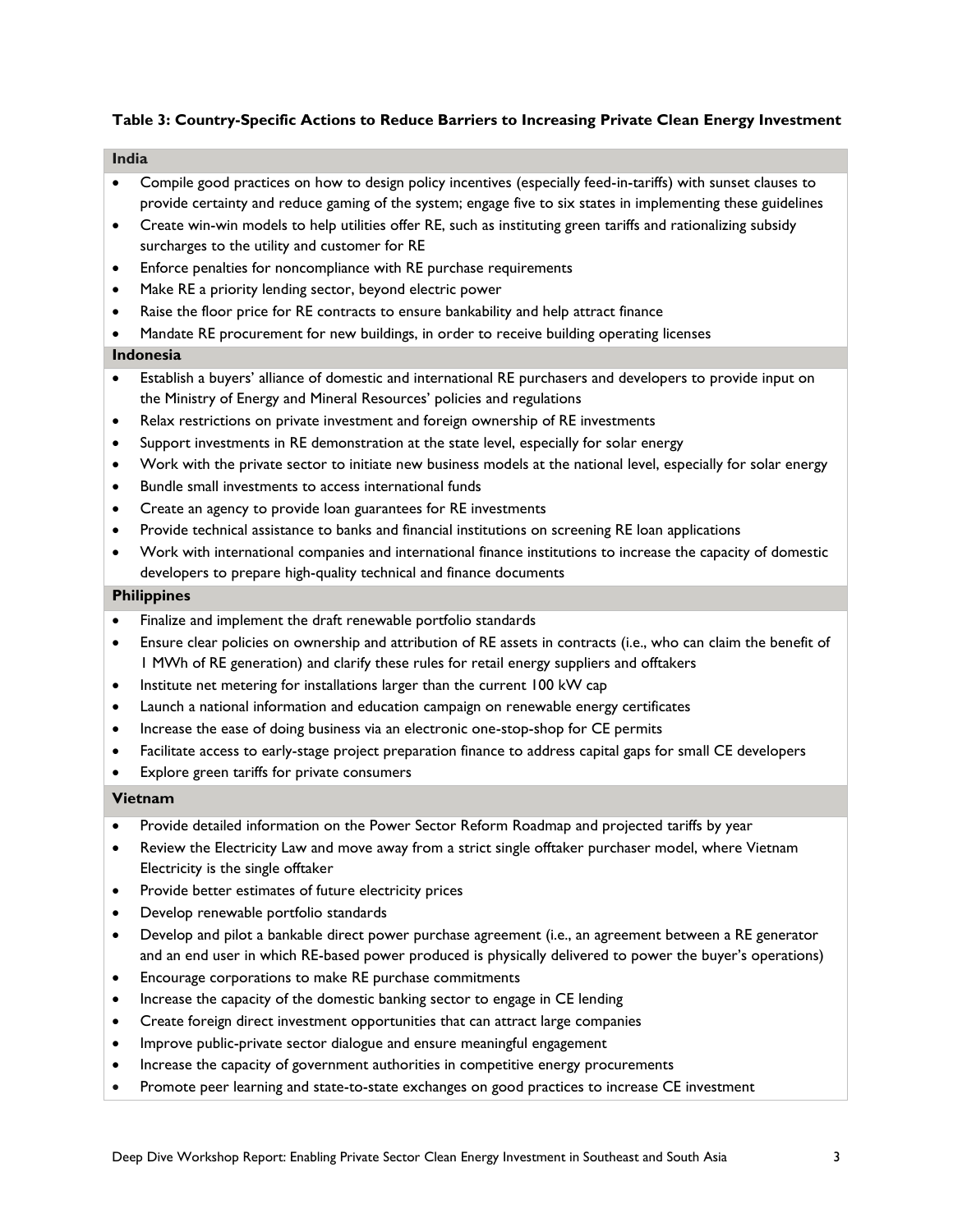**Table 3: Country-Specific Actions to Reduce Barriers to Increasing Private Clean Energy Investment**

**India**

- Compile good practices on how to design policy incentives (especially feed-in-tariffs) with sunset clauses to provide certainty and reduce gaming of the system; engage five to six states in implementing these guidelines
- Create win-win models to help utilities offer RE, such as instituting green tariffs and rationalizing subsidy surcharges to the utility and customer for RE
- Enforce penalties for noncompliance with RE purchase requirements
- Make RE a priority lending sector, beyond electric power
- Raise the floor price for RE contracts to ensure bankability and help attract finance
- Mandate RE procurement for new buildings, in order to receive building operating licenses

**Indonesia**

- Establish a buyers' alliance of domestic and international RE purchasers and developers to provide input on the Ministry of Energy and Mineral Resources' policies and regulations
- Relax restrictions on private investment and foreign ownership of RE investments
- Support investments in RE demonstration at the state level, especially for solar energy
- Work with the private sector to initiate new business models at the national level, especially for solar energy
- Bundle small investments to access international funds
- Create an agency to provide loan guarantees for RE investments
- Provide technical assistance to banks and financial institutions on screening RE loan applications
- Work with international companies and international finance institutions to increase the capacity of domestic developers to prepare high-quality technical and finance documents

**Philippines**

- Finalize and implement the draft renewable portfolio standards
- Ensure clear policies on ownership and attribution of RE assets in contracts (i.e., who can claim the benefit of 1 MWh of RE generation) and clarify these rules for retail energy suppliers and offtakers
- Institute net metering for installations larger than the current 100 kW cap
- Launch a national information and education campaign on renewable energy certificates
- Increase the ease of doing business via an electronic one-stop-shop for CE permits
- Facilitate access to early-stage project preparation finance to address capital gaps for small CE developers
- Explore green tariffs for private consumers

**Vietnam**

- Provide detailed information on the Power Sector Reform Roadmap and projected tariffs by year
- Review the Electricity Law and move away from a strict single offtaker purchaser model, where Vietnam Electricity is the single offtaker
- Provide better estimates of future electricity prices
- Develop renewable portfolio standards
- Develop and pilot a bankable direct power purchase agreement (i.e., an agreement between a RE generator and an end user in which RE-based power produced is physically delivered to power the buyer's operations)
- Encourage corporations to make RE purchase commitments
- Increase the capacity of the domestic banking sector to engage in CE lending
- Create foreign direct investment opportunities that can attract large companies
- Improve public-private sector dialogue and ensure meaningful engagement
- Increase the capacity of government authorities in competitive energy procurements
- Promote peer learning and state-to-state exchanges on good practices to increase CE investment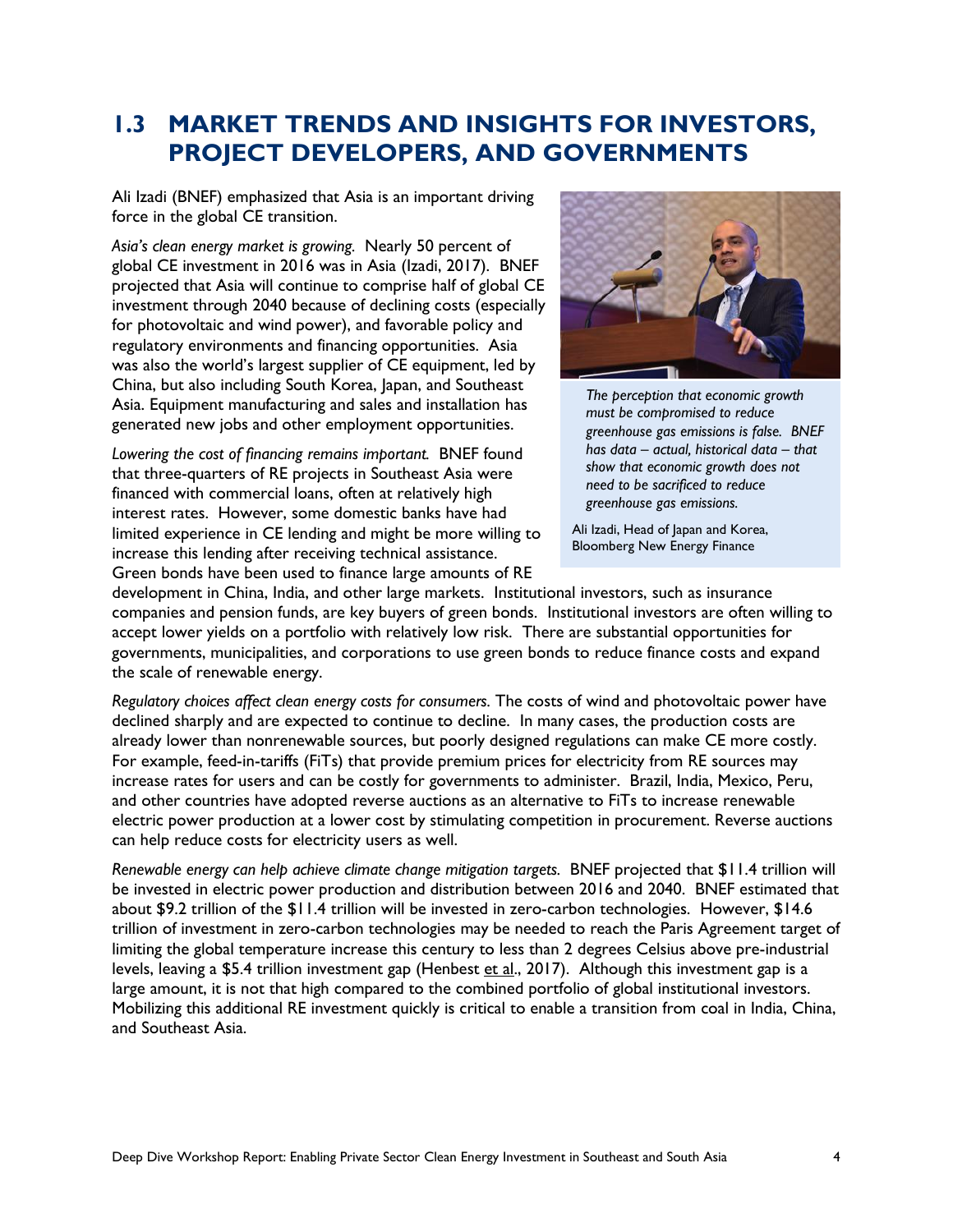## 1.3 MARKET TRENDS AND INSIGHTS FOR INVESTORS, PROJECT DEVELOPERS, AND GOVERNMENTS

Ali Izadi (BNEF) emphasized that Asia is an important driving force in the global CE transition.

*Asia's clean energy market is growing.* Nearly 50 percent of global CE investment in 2016 was in Asia (Izadi, 2017). BNEF projected that Asia will continue to comprise half of global CE investment through 2040 because of declining costs (especially for photovoltaic and wind power), and favorable policy and regulatory environments and financing opportunities. Asia was also the world's largest supplier of CE equipment, led by China, but also including South Korea, Japan, and Southeast Asia. Equipment manufacturing and sales and installation has generated new jobs and other employment opportunities.

> *The perception that economic growth must be compromised to reduce greenhouse gas emissions is false. BNEF has data – actual, historical data – that show that economic growth does not need to be sacrificed to reduce greenhouse gas emissions.*
>
> Ali Izadi, Head of Japan and Korea, Bloomberg New Energy Finance

*Lowering the cost of financing remains important.* BNEF found that three-quarters of RE projects in Southeast Asia were financed with commercial loans, often at relatively high interest rates. However, some domestic banks have had limited experience in CE lending and might be more willing to increase this lending after receiving technical assistance. Green bonds have been used to finance large amounts of RE development in China, India, and other large markets. Institutional investors, such as insurance companies and pension funds, are key buyers of green bonds. Institutional investors are often willing to accept lower yields on a portfolio with relatively low risk. There are substantial opportunities for governments, municipalities, and corporations to use green bonds to reduce finance costs and expand the scale of renewable energy.

*Regulatory choices affect clean energy costs for consumers.* The costs of wind and photovoltaic power have declined sharply and are expected to continue to decline. In many cases, the production costs are already lower than nonrenewable sources, but poorly designed regulations can make CE more costly. For example, feed-in-tariffs (FiTs) that provide premium prices for electricity from RE sources may increase rates for users and can be costly for governments to administer. Brazil, India, Mexico, Peru, and other countries have adopted reverse auctions as an alternative to FiTs to increase renewable electric power production at a lower cost by stimulating competition in procurement. Reverse auctions can help reduce costs for electricity users as well.

*Renewable energy can help achieve climate change mitigation targets.* BNEF projected that $11.4 trillion will be invested in electric power production and distribution between 2016 and 2040. BNEF estimated that about $9.2 trillion of the $11.4 trillion will be invested in zero-carbon technologies. However, $14.6 trillion of investment in zero-carbon technologies may be needed to reach the Paris Agreement target of limiting the global temperature increase this century to less than 2 degrees Celsius above pre-industrial levels, leaving a $5.4 trillion investment gap (Henbest et al., 2017). Although this investment gap is a large amount, it is not that high compared to the combined portfolio of global institutional investors. Mobilizing this additional RE investment quickly is critical to enable a transition from coal in India, China, and Southeast Asia.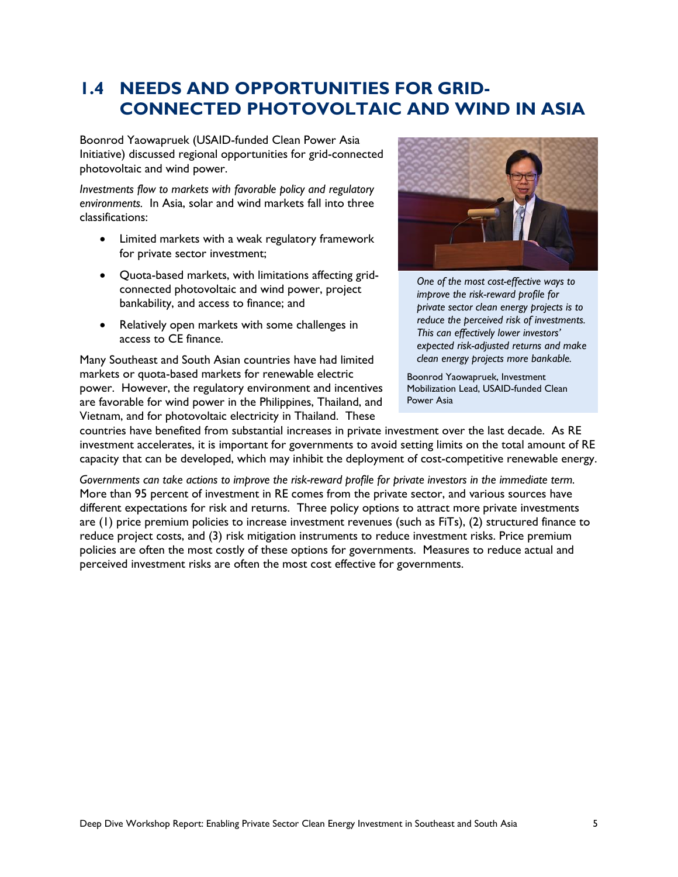## 1.4 NEEDS AND OPPORTUNITIES FOR GRID-CONNECTED PHOTOVOLTAIC AND WIND IN ASIA

Boonrod Yaowapruek (USAID-funded Clean Power Asia Initiative) discussed regional opportunities for grid-connected photovoltaic and wind power.

*Investments flow to markets with favorable policy and regulatory environments.* In Asia, solar and wind markets fall into three classifications:

- Limited markets with a weak regulatory framework for private sector investment;
- Quota-based markets, with limitations affecting grid-connected photovoltaic and wind power, project bankability, and access to finance; and
- Relatively open markets with some challenges in access to CE finance.

> *One of the most cost-effective ways to improve the risk-reward profile for private sector clean energy projects is to reduce the perceived risk of investments. This can effectively lower investors' expected risk-adjusted returns and make clean energy projects more bankable.*
>
> Boonrod Yaowapruek, Investment Mobilization Lead, USAID-funded Clean Power Asia

Many Southeast and South Asian countries have had limited markets or quota-based markets for renewable electric power. However, the regulatory environment and incentives are favorable for wind power in the Philippines, Thailand, and Vietnam, and for photovoltaic electricity in Thailand. These countries have benefited from substantial increases in private investment over the last decade. As RE investment accelerates, it is important for governments to avoid setting limits on the total amount of RE capacity that can be developed, which may inhibit the deployment of cost-competitive renewable energy.

*Governments can take actions to improve the risk-reward profile for private investors in the immediate term.* More than 95 percent of investment in RE comes from the private sector, and various sources have different expectations for risk and returns. Three policy options to attract more private investments are (1) price premium policies to increase investment revenues (such as FiTs), (2) structured finance to reduce project costs, and (3) risk mitigation instruments to reduce investment risks. Price premium policies are often the most costly of these options for governments. Measures to reduce actual and perceived investment risks are often the most cost effective for governments.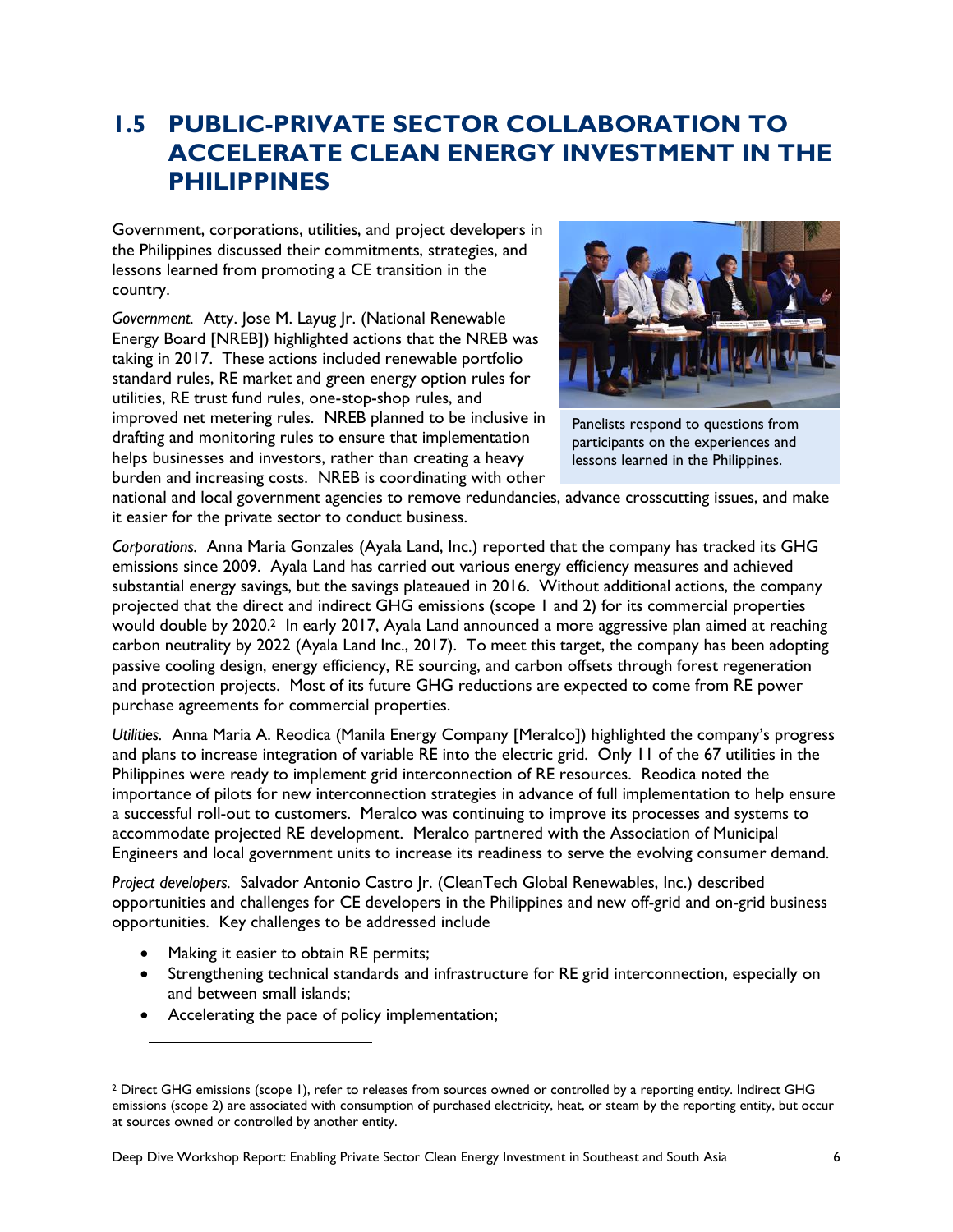## 1.5 PUBLIC-PRIVATE SECTOR COLLABORATION TO ACCELERATE CLEAN ENERGY INVESTMENT IN THE PHILIPPINES

Government, corporations, utilities, and project developers in the Philippines discussed their commitments, strategies, and lessons learned from promoting a CE transition in the country.

Panelists respond to questions from participants on the experiences and lessons learned in the Philippines.

*Government.* Atty. Jose M. Layug Jr. (National Renewable Energy Board [NREB]) highlighted actions that the NREB was taking in 2017. These actions included renewable portfolio standard rules, RE market and green energy option rules for utilities, RE trust fund rules, one-stop-shop rules, and improved net metering rules. NREB planned to be inclusive in drafting and monitoring rules to ensure that implementation helps businesses and investors, rather than creating a heavy burden and increasing costs. NREB is coordinating with other national and local government agencies to remove redundancies, advance crosscutting issues, and make it easier for the private sector to conduct business.

*Corporations.* Anna Maria Gonzales (Ayala Land, Inc.) reported that the company has tracked its GHG emissions since 2009. Ayala Land has carried out various energy efficiency measures and achieved substantial energy savings, but the savings plateaued in 2016. Without additional actions, the company projected that the direct and indirect GHG emissions (scope 1 and 2) for its commercial properties would double by 2020.[2] In early 2017, Ayala Land announced a more aggressive plan aimed at reaching carbon neutrality by 2022 (Ayala Land Inc., 2017). To meet this target, the company has been adopting passive cooling design, energy efficiency, RE sourcing, and carbon offsets through forest regeneration and protection projects. Most of its future GHG reductions are expected to come from RE power purchase agreements for commercial properties.

*Utilities.* Anna Maria A. Reodica (Manila Energy Company [Meralco]) highlighted the company's progress and plans to increase integration of variable RE into the electric grid. Only 11 of the 67 utilities in the Philippines were ready to implement grid interconnection of RE resources. Reodica noted the importance of pilots for new interconnection strategies in advance of full implementation to help ensure a successful roll-out to customers. Meralco was continuing to improve its processes and systems to accommodate projected RE development. Meralco partnered with the Association of Municipal Engineers and local government units to increase its readiness to serve the evolving consumer demand.

*Project developers.* Salvador Antonio Castro Jr. (CleanTech Global Renewables, Inc.) described opportunities and challenges for CE developers in the Philippines and new off-grid and on-grid business opportunities. Key challenges to be addressed include

- Making it easier to obtain RE permits;
- Strengthening technical standards and infrastructure for RE grid interconnection, especially on and between small islands;
- Accelerating the pace of policy implementation;

---

[2] Direct GHG emissions (scope 1), refer to releases from sources owned or controlled by a reporting entity. Indirect GHG emissions (scope 2) are associated with consumption of purchased electricity, heat, or steam by the reporting entity, but occur at sources owned or controlled by another entity.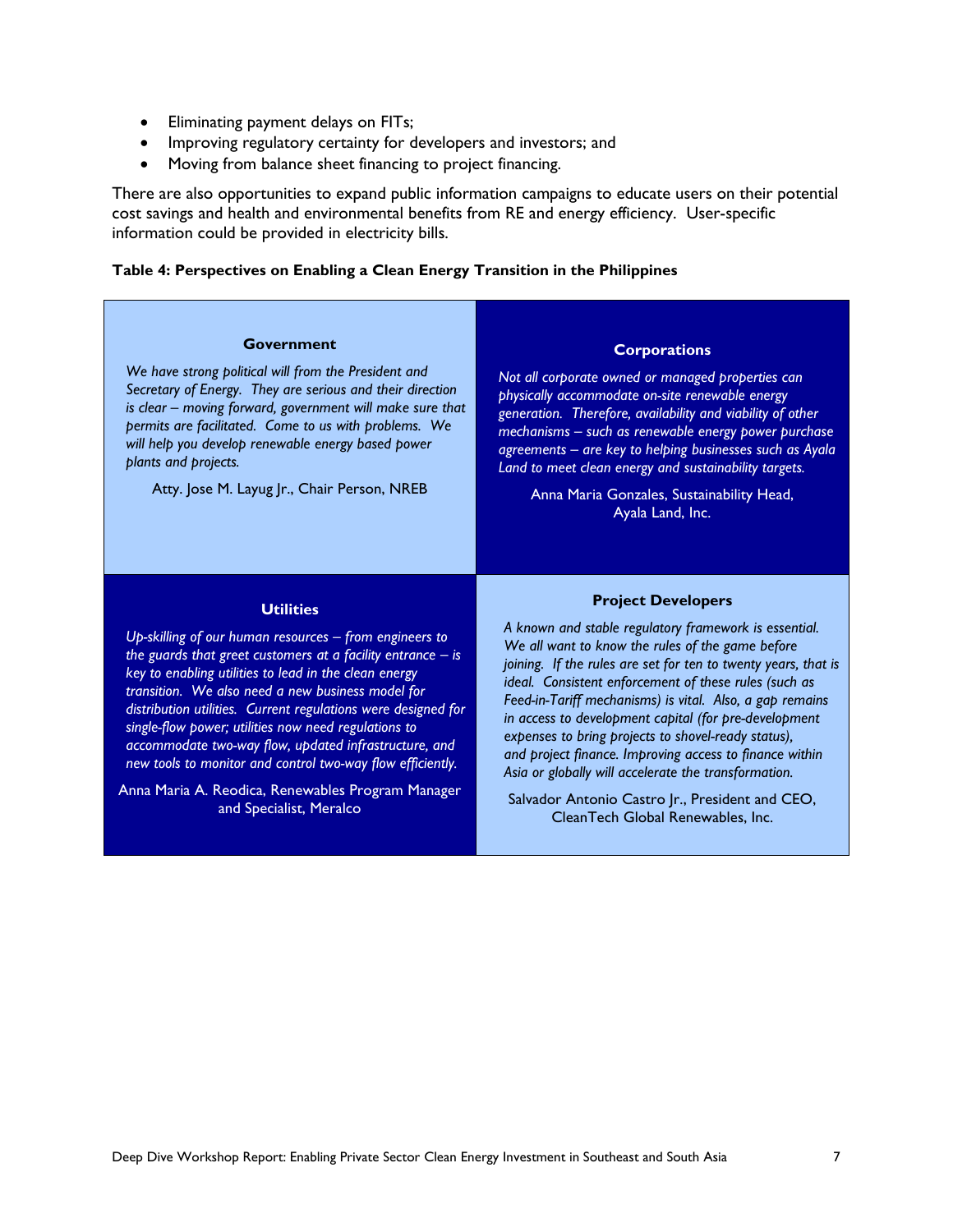- Eliminating payment delays on FITs;
- Improving regulatory certainty for developers and investors; and
- Moving from balance sheet financing to project financing.

There are also opportunities to expand public information campaigns to educate users on their potential cost savings and health and environmental benefits from RE and energy efficiency. User-specific information could be provided in electricity bills.

**Table 4: Perspectives on Enabling a Clean Energy Transition in the Philippines**

| **Government** | **Corporations** |
|---|---|
| *We have strong political will from the President and Secretary of Energy. They are serious and their direction is clear – moving forward, government will make sure that permits are facilitated. Come to us with problems. We will help you develop renewable energy based power plants and projects.* Atty. Jose M. Layug Jr., Chair Person, NREB | *Not all corporate owned or managed properties can physically accommodate on-site renewable energy generation. Therefore, availability and viability of other mechanisms – such as renewable energy power purchase agreements – are key to helping businesses such as Ayala Land to meet clean energy and sustainability targets.* Anna Maria Gonzales, Sustainability Head, Ayala Land, Inc. |
| **Utilities** | **Project Developers** |
| *Up-skilling of our human resources – from engineers to the guards that greet customers at a facility entrance – is key to enabling utilities to lead in the clean energy transition. We also need a new business model for distribution utilities. Current regulations were designed for single-flow power; utilities now need regulations to accommodate two-way flow, updated infrastructure, and new tools to monitor and control two-way flow efficiently.* Anna Maria A. Reodica, Renewables Program Manager and Specialist, Meralco | *A known and stable regulatory framework is essential. We all want to know the rules of the game before joining. If the rules are set for ten to twenty years, that is ideal. Consistent enforcement of these rules (such as Feed-in-Tariff mechanisms) is vital. Also, a gap remains in access to development capital (for pre-development expenses to bring projects to shovel-ready status), and project finance. Improving access to finance within Asia or globally will accelerate the transformation.* Salvador Antonio Castro Jr., President and CEO, CleanTech Global Renewables, Inc. |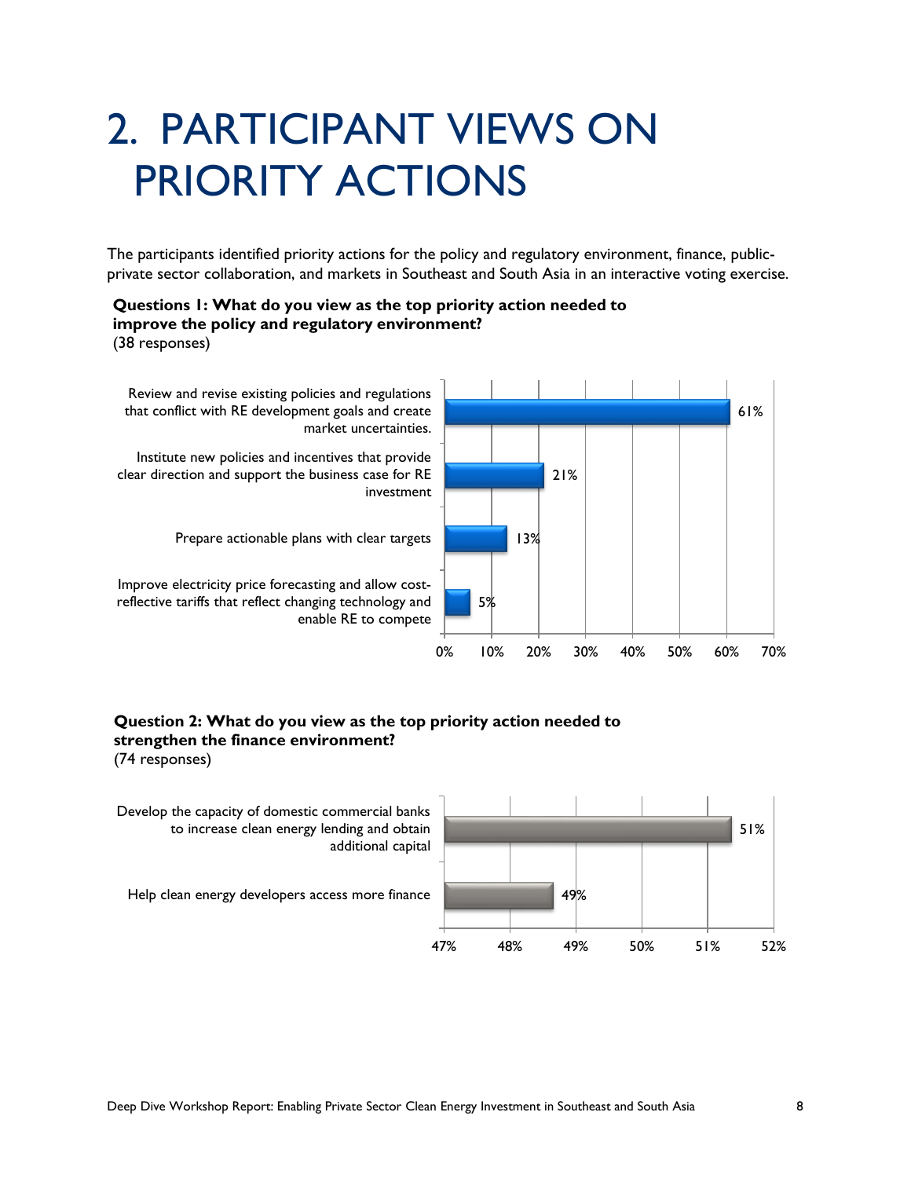# 2. PARTICIPANT VIEWS ON PRIORITY ACTIONS

The participants identified priority actions for the policy and regulatory environment, finance, public-private sector collaboration, and markets in Southeast and South Asia in an interactive voting exercise.

**Questions 1: What do you view as the top priority action needed to improve the policy and regulatory environment?**
(38 responses)

| Response | Percentage |
|---|---|
| Review and revise existing policies and regulations that conflict with RE development goals and create market uncertainties. | 61% |
| Institute new policies and incentives that provide clear direction and support the business case for RE investment | 21% |
| Prepare actionable plans with clear targets | 13% |
| Improve electricity price forecasting and allow cost-reflective tariffs that reflect changing technology and enable RE to compete | 5% |

**Question 2: What do you view as the top priority action needed to strengthen the finance environment?**
(74 responses)

| Response | Percentage |
|---|---|
| Develop the capacity of domestic commercial banks to increase clean energy lending and obtain additional capital | 51% |
| Help clean energy developers access more finance | 49% |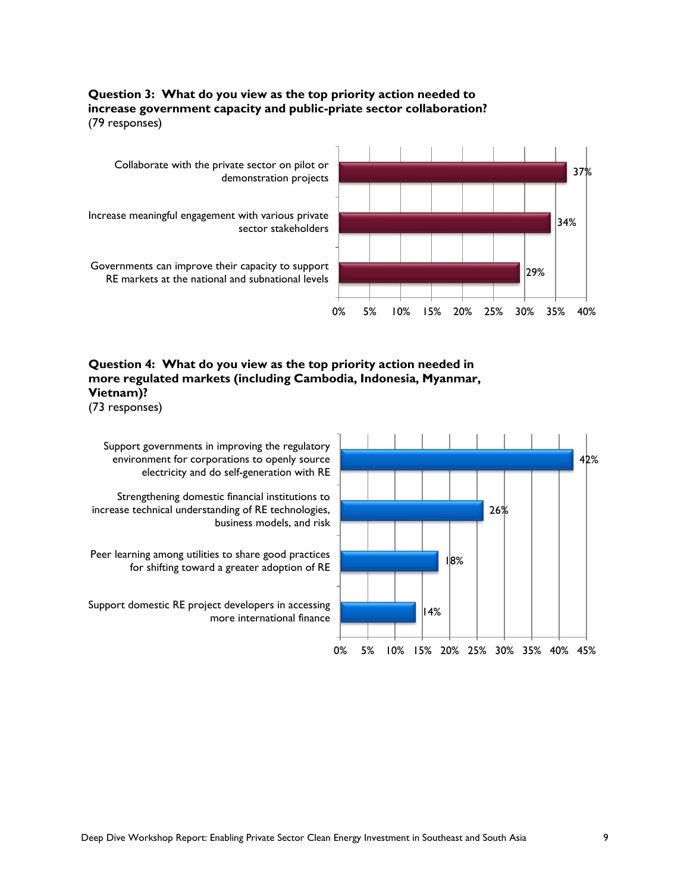**Question 3: What do you view as the top priority action needed to increase government capacity and public-priate sector collaboration?**
(79 responses)

| Response | Percentage |
|---|---|
| Collaborate with the private sector on pilot or demonstration projects | 37% |
| Increase meaningful engagement with various private sector stakeholders | 34% |
| Governments can improve their capacity to support RE markets at the national and subnational levels | 29% |

**Question 4: What do you view as the top priority action needed in more regulated markets (including Cambodia, Indonesia, Myanmar, Vietnam)?**
(73 responses)

| Response | Percentage |
|---|---|
| Support governments in improving the regulatory environment for corporations to openly source electricity and do self-generation with RE | 42% |
| Strengthening domestic financial institutions to increase technical understanding of RE technologies, business models, and risk | 26% |
| Peer learning among utilities to share good practices for shifting toward a greater adoption of RE | 18% |
| Support domestic RE project developers in accessing more international finance | 14% |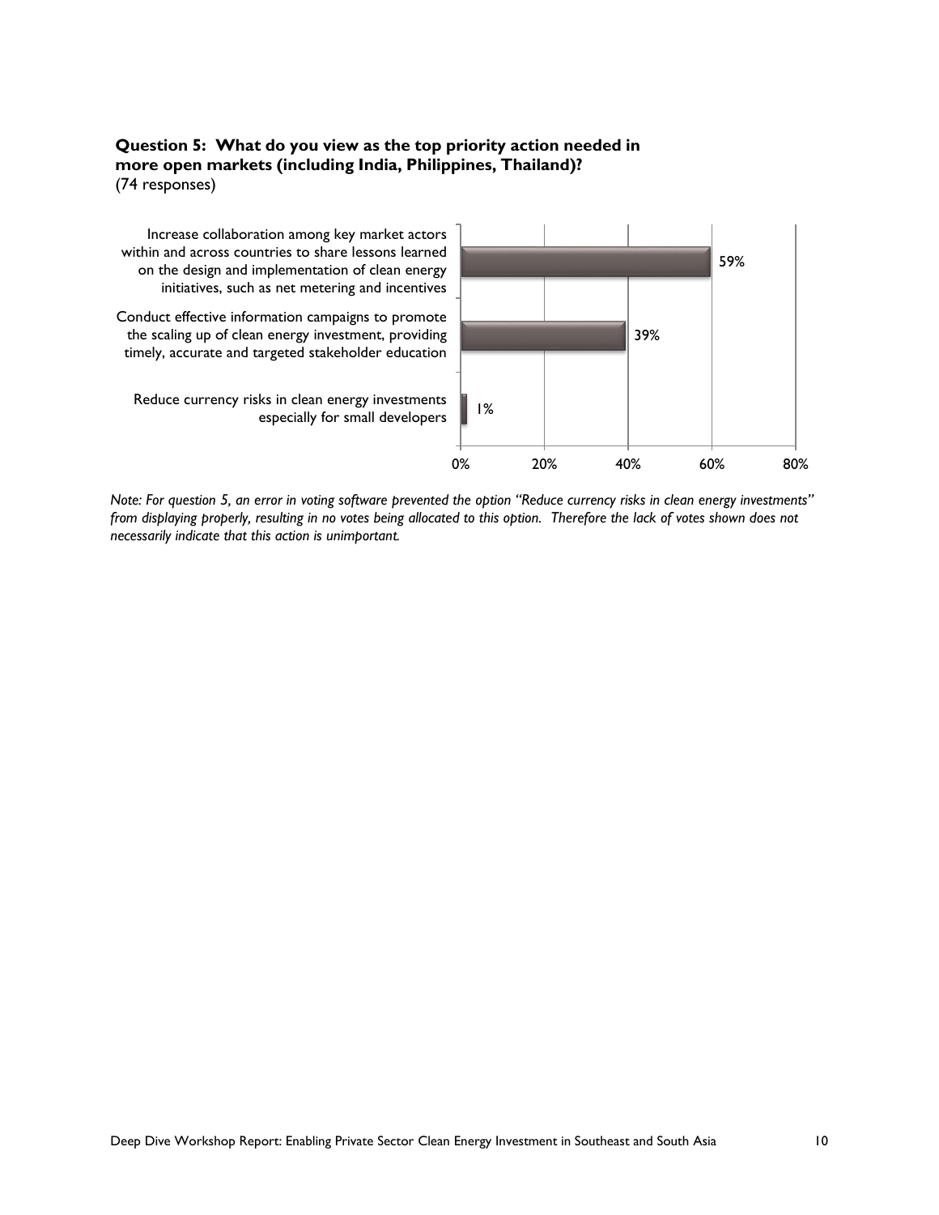**Question 5: What do you view as the top priority action needed in more open markets (including India, Philippines, Thailand)?**
(74 responses)

| Action | Percentage |
| --- | --- |
| Increase collaboration among key market actors within and across countries to share lessons learned on the design and implementation of clean energy initiatives, such as net metering and incentives | 59% |
| Conduct effective information campaigns to promote the scaling up of clean energy investment, providing timely, accurate and targeted stakeholder education | 39% |
| Reduce currency risks in clean energy investments especially for small developers | 1% |

*Note: For question 5, an error in voting software prevented the option "Reduce currency risks in clean energy investments" from displaying properly, resulting in no votes being allocated to this option. Therefore the lack of votes shown does not necessarily indicate that this action is unimportant.*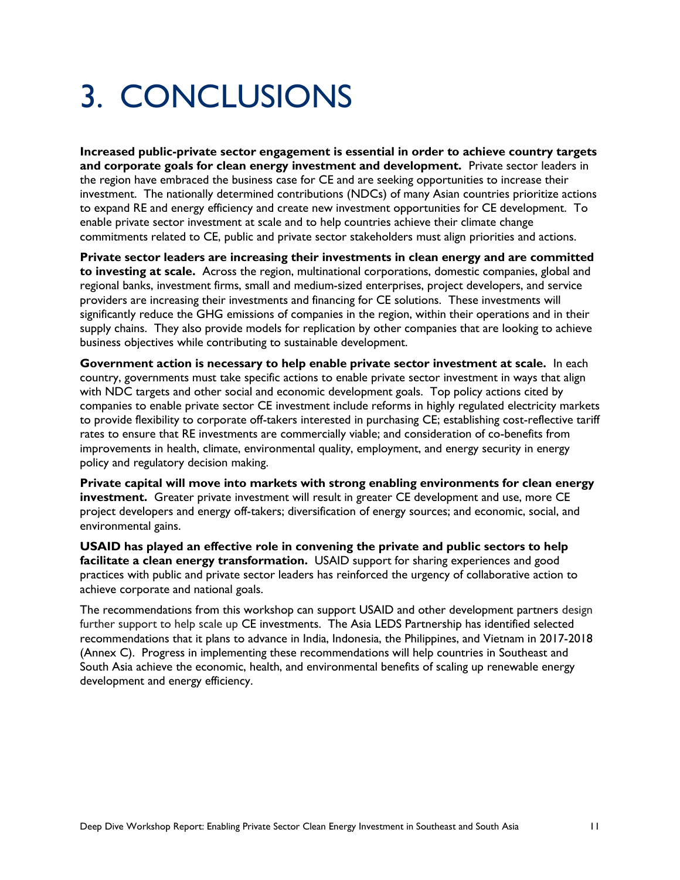# 3. CONCLUSIONS

**Increased public-private sector engagement is essential in order to achieve country targets and corporate goals for clean energy investment and development.** Private sector leaders in the region have embraced the business case for CE and are seeking opportunities to increase their investment. The nationally determined contributions (NDCs) of many Asian countries prioritize actions to expand RE and energy efficiency and create new investment opportunities for CE development. To enable private sector investment at scale and to help countries achieve their climate change commitments related to CE, public and private sector stakeholders must align priorities and actions.

**Private sector leaders are increasing their investments in clean energy and are committed to investing at scale.** Across the region, multinational corporations, domestic companies, global and regional banks, investment firms, small and medium-sized enterprises, project developers, and service providers are increasing their investments and financing for CE solutions. These investments will significantly reduce the GHG emissions of companies in the region, within their operations and in their supply chains. They also provide models for replication by other companies that are looking to achieve business objectives while contributing to sustainable development.

**Government action is necessary to help enable private sector investment at scale.** In each country, governments must take specific actions to enable private sector investment in ways that align with NDC targets and other social and economic development goals. Top policy actions cited by companies to enable private sector CE investment include reforms in highly regulated electricity markets to provide flexibility to corporate off-takers interested in purchasing CE; establishing cost-reflective tariff rates to ensure that RE investments are commercially viable; and consideration of co-benefits from improvements in health, climate, environmental quality, employment, and energy security in energy policy and regulatory decision making.

**Private capital will move into markets with strong enabling environments for clean energy investment.** Greater private investment will result in greater CE development and use, more CE project developers and energy off-takers; diversification of energy sources; and economic, social, and environmental gains.

**USAID has played an effective role in convening the private and public sectors to help facilitate a clean energy transformation.** USAID support for sharing experiences and good practices with public and private sector leaders has reinforced the urgency of collaborative action to achieve corporate and national goals.

The recommendations from this workshop can support USAID and other development partners design further support to help scale up CE investments. The Asia LEDS Partnership has identified selected recommendations that it plans to advance in India, Indonesia, the Philippines, and Vietnam in 2017-2018 (Annex C). Progress in implementing these recommendations will help countries in Southeast and South Asia achieve the economic, health, and environmental benefits of scaling up renewable energy development and energy efficiency.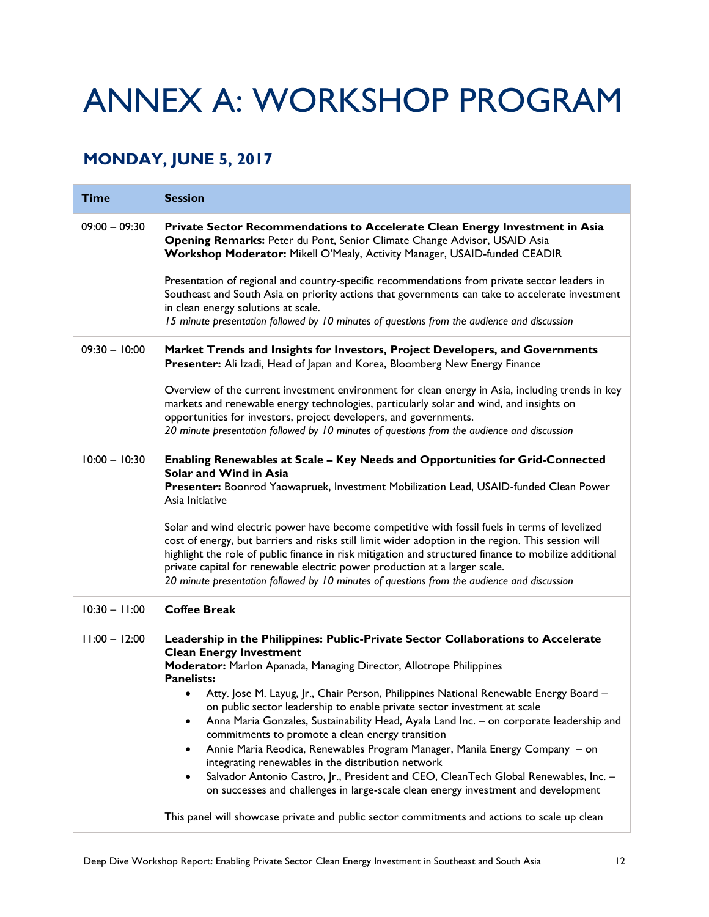# ANNEX A: WORKSHOP PROGRAM

## MONDAY, JUNE 5, 2017

| Time | Session |
|---|---|
| 09:00 – 09:30 | **Private Sector Recommendations to Accelerate Clean Energy Investment in Asia**<br>**Opening Remarks:** Peter du Pont, Senior Climate Change Advisor, USAID Asia<br>**Workshop Moderator:** Mikell O'Mealy, Activity Manager, USAID-funded CEADIR<br><br>Presentation of regional and country-specific recommendations from private sector leaders in Southeast and South Asia on priority actions that governments can take to accelerate investment in clean energy solutions at scale.<br>*15 minute presentation followed by 10 minutes of questions from the audience and discussion* |
| 09:30 – 10:00 | **Market Trends and Insights for Investors, Project Developers, and Governments**<br>**Presenter:** Ali Izadi, Head of Japan and Korea, Bloomberg New Energy Finance<br><br>Overview of the current investment environment for clean energy in Asia, including trends in key markets and renewable energy technologies, particularly solar and wind, and insights on opportunities for investors, project developers, and governments.<br>*20 minute presentation followed by 10 minutes of questions from the audience and discussion* |
| 10:00 – 10:30 | **Enabling Renewables at Scale – Key Needs and Opportunities for Grid-Connected Solar and Wind in Asia**<br>**Presenter:** Boonrod Yaowapruek, Investment Mobilization Lead, USAID-funded Clean Power Asia Initiative<br><br>Solar and wind electric power have become competitive with fossil fuels in terms of levelized cost of energy, but barriers and risks still limit wider adoption in the region. This session will highlight the role of public finance in risk mitigation and structured finance to mobilize additional private capital for renewable electric power production at a larger scale.<br>*20 minute presentation followed by 10 minutes of questions from the audience and discussion* |
| 10:30 – 11:00 | **Coffee Break** |
| 11:00 – 12:00 | **Leadership in the Philippines: Public-Private Sector Collaborations to Accelerate Clean Energy Investment**<br>**Moderator:** Marlon Apanada, Managing Director, Allotrope Philippines<br>**Panelists:**<br>• Atty. Jose M. Layug, Jr., Chair Person, Philippines National Renewable Energy Board – on public sector leadership to enable private sector investment at scale<br>• Anna Maria Gonzales, Sustainability Head, Ayala Land Inc. – on corporate leadership and commitments to promote a clean energy transition<br>• Annie Maria Reodica, Renewables Program Manager, Manila Energy Company – on integrating renewables in the distribution network<br>• Salvador Antonio Castro, Jr., President and CEO, CleanTech Global Renewables, Inc. – on successes and challenges in large-scale clean energy investment and development<br><br>This panel will showcase private and public sector commitments and actions to scale up clean |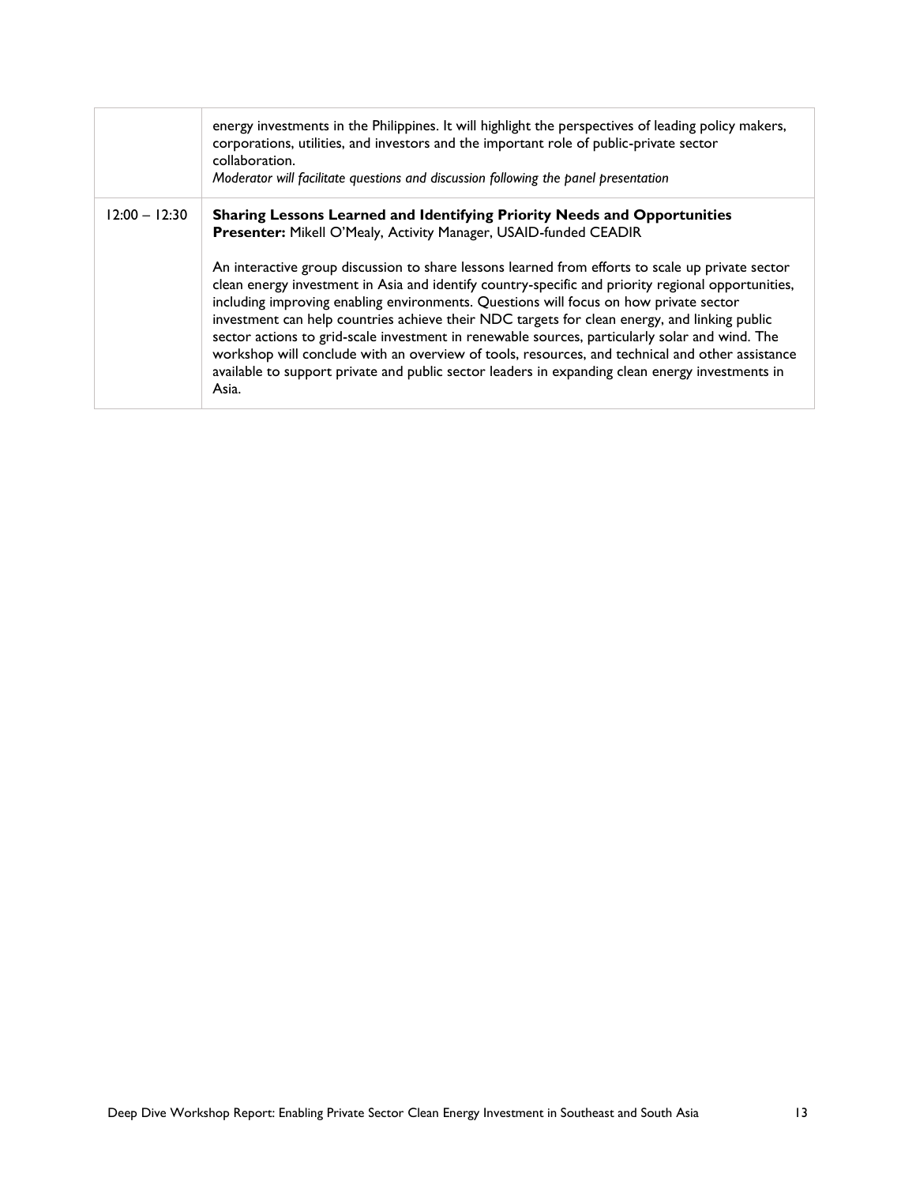| | |
|---|---|
| | energy investments in the Philippines. It will highlight the perspectives of leading policy makers, corporations, utilities, and investors and the important role of public-private sector collaboration.<br>*Moderator will facilitate questions and discussion following the panel presentation* |
| 12:00 – 12:30 | **Sharing Lessons Learned and Identifying Priority Needs and Opportunities**<br>**Presenter:** Mikell O'Mealy, Activity Manager, USAID-funded CEADIR<br><br>An interactive group discussion to share lessons learned from efforts to scale up private sector clean energy investment in Asia and identify country-specific and priority regional opportunities, including improving enabling environments. Questions will focus on how private sector investment can help countries achieve their NDC targets for clean energy, and linking public sector actions to grid-scale investment in renewable sources, particularly solar and wind. The workshop will conclude with an overview of tools, resources, and technical and other assistance available to support private and public sector leaders in expanding clean energy investments in Asia. |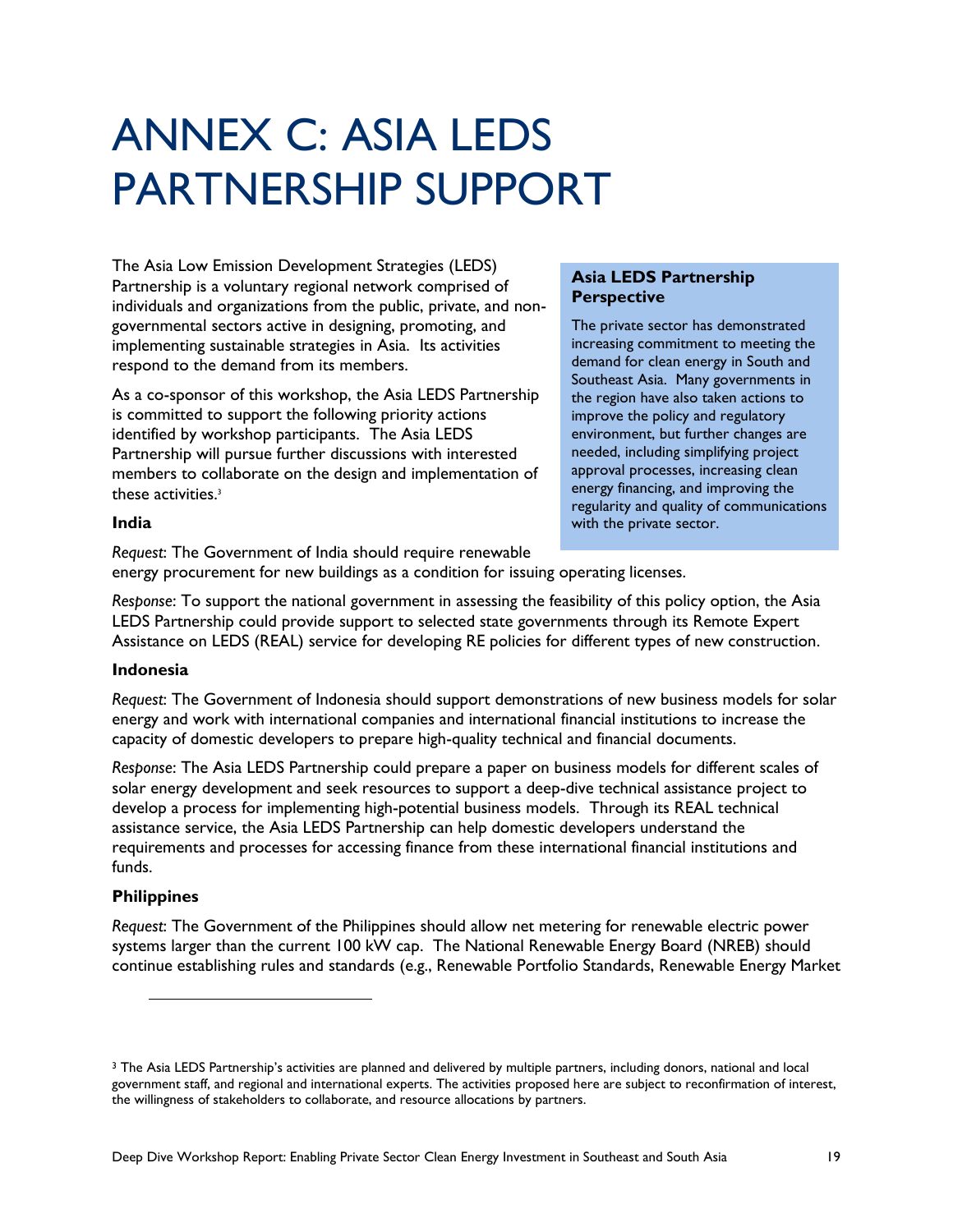# ANNEX C: ASIA LEDS PARTNERSHIP SUPPORT

The Asia Low Emission Development Strategies (LEDS) Partnership is a voluntary regional network comprised of individuals and organizations from the public, private, and non-governmental sectors active in designing, promoting, and implementing sustainable strategies in Asia. Its activities respond to the demand from its members.

As a co-sponsor of this workshop, the Asia LEDS Partnership is committed to support the following priority actions identified by workshop participants. The Asia LEDS Partnership will pursue further discussions with interested members to collaborate on the design and implementation of these activities.[3]

> **Asia LEDS Partnership Perspective**
>
> The private sector has demonstrated increasing commitment to meeting the demand for clean energy in South and Southeast Asia. Many governments in the region have also taken actions to improve the policy and regulatory environment, but further changes are needed, including simplifying project approval processes, increasing clean energy financing, and improving the regularity and quality of communications with the private sector.

**India**

*Request*: The Government of India should require renewable energy procurement for new buildings as a condition for issuing operating licenses.

*Response*: To support the national government in assessing the feasibility of this policy option, the Asia LEDS Partnership could provide support to selected state governments through its Remote Expert Assistance on LEDS (REAL) service for developing RE policies for different types of new construction.

**Indonesia**

*Request*: The Government of Indonesia should support demonstrations of new business models for solar energy and work with international companies and international financial institutions to increase the capacity of domestic developers to prepare high-quality technical and financial documents.

*Response*: The Asia LEDS Partnership could prepare a paper on business models for different scales of solar energy development and seek resources to support a deep-dive technical assistance project to develop a process for implementing high-potential business models. Through its REAL technical assistance service, the Asia LEDS Partnership can help domestic developers understand the requirements and processes for accessing finance from these international financial institutions and funds.

**Philippines**

*Request*: The Government of the Philippines should allow net metering for renewable electric power systems larger than the current 100 kW cap. The National Renewable Energy Board (NREB) should continue establishing rules and standards (e.g., Renewable Portfolio Standards, Renewable Energy Market

[3] The Asia LEDS Partnership's activities are planned and delivered by multiple partners, including donors, national and local government staff, and regional and international experts. The activities proposed here are subject to reconfirmation of interest, the willingness of stakeholders to collaborate, and resource allocations by partners.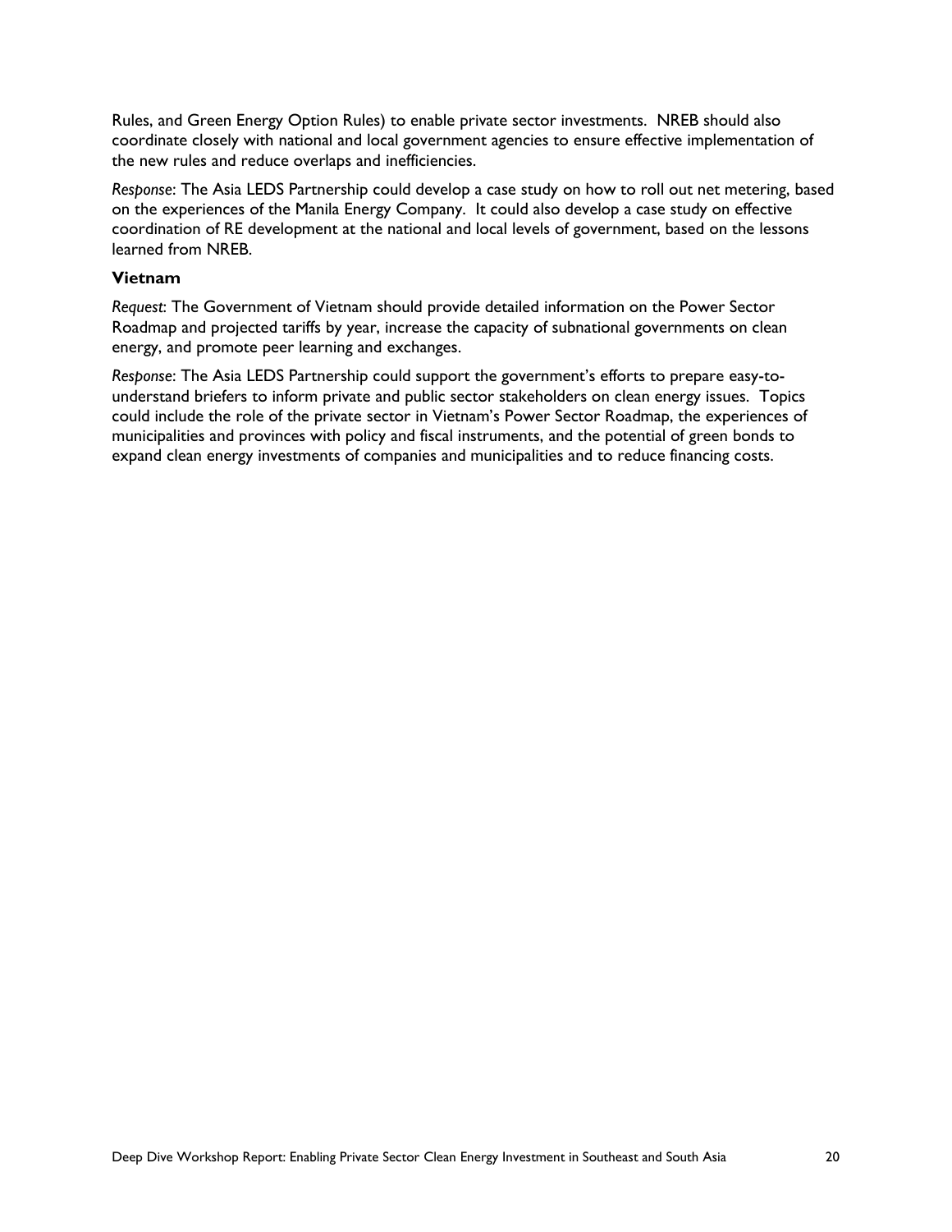Rules, and Green Energy Option Rules) to enable private sector investments. NREB should also coordinate closely with national and local government agencies to ensure effective implementation of the new rules and reduce overlaps and inefficiencies.

*Response*: The Asia LEDS Partnership could develop a case study on how to roll out net metering, based on the experiences of the Manila Energy Company. It could also develop a case study on effective coordination of RE development at the national and local levels of government, based on the lessons learned from NREB.

### Vietnam

*Request*: The Government of Vietnam should provide detailed information on the Power Sector Roadmap and projected tariffs by year, increase the capacity of subnational governments on clean energy, and promote peer learning and exchanges.

*Response*: The Asia LEDS Partnership could support the government's efforts to prepare easy-to-understand briefers to inform private and public sector stakeholders on clean energy issues. Topics could include the role of the private sector in Vietnam's Power Sector Roadmap, the experiences of municipalities and provinces with policy and fiscal instruments, and the potential of green bonds to expand clean energy investments of companies and municipalities and to reduce financing costs.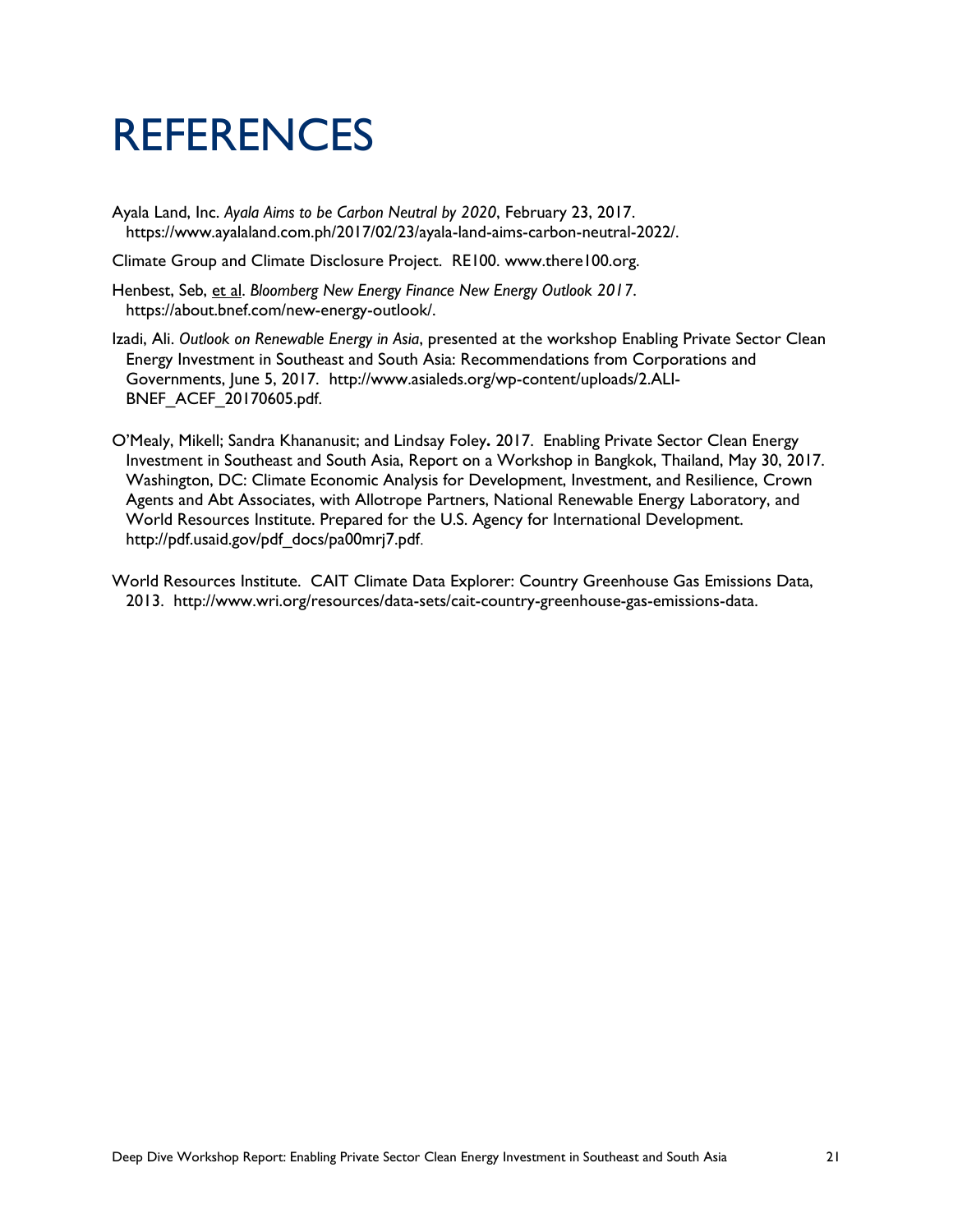# REFERENCES

Ayala Land, Inc. *Ayala Aims to be Carbon Neutral by 2020*, February 23, 2017. https://www.ayalaland.com.ph/2017/02/23/ayala-land-aims-carbon-neutral-2022/.

Climate Group and Climate Disclosure Project. RE100. www.there100.org.

Henbest, Seb, et al. *Bloomberg New Energy Finance New Energy Outlook 2017*. https://about.bnef.com/new-energy-outlook/.

Izadi, Ali. *Outlook on Renewable Energy in Asia*, presented at the workshop Enabling Private Sector Clean Energy Investment in Southeast and South Asia: Recommendations from Corporations and Governments, June 5, 2017. http://www.asialeds.org/wp-content/uploads/2.ALI-BNEF_ACEF_20170605.pdf.

O'Mealy, Mikell; Sandra Khananusit; and Lindsay Foley**.** 2017. Enabling Private Sector Clean Energy Investment in Southeast and South Asia, Report on a Workshop in Bangkok, Thailand, May 30, 2017. Washington, DC: Climate Economic Analysis for Development, Investment, and Resilience, Crown Agents and Abt Associates, with Allotrope Partners, National Renewable Energy Laboratory, and World Resources Institute. Prepared for the U.S. Agency for International Development. http://pdf.usaid.gov/pdf_docs/pa00mrj7.pdf.

World Resources Institute. CAIT Climate Data Explorer: Country Greenhouse Gas Emissions Data, 2013. http://www.wri.org/resources/data-sets/cait-country-greenhouse-gas-emissions-data.